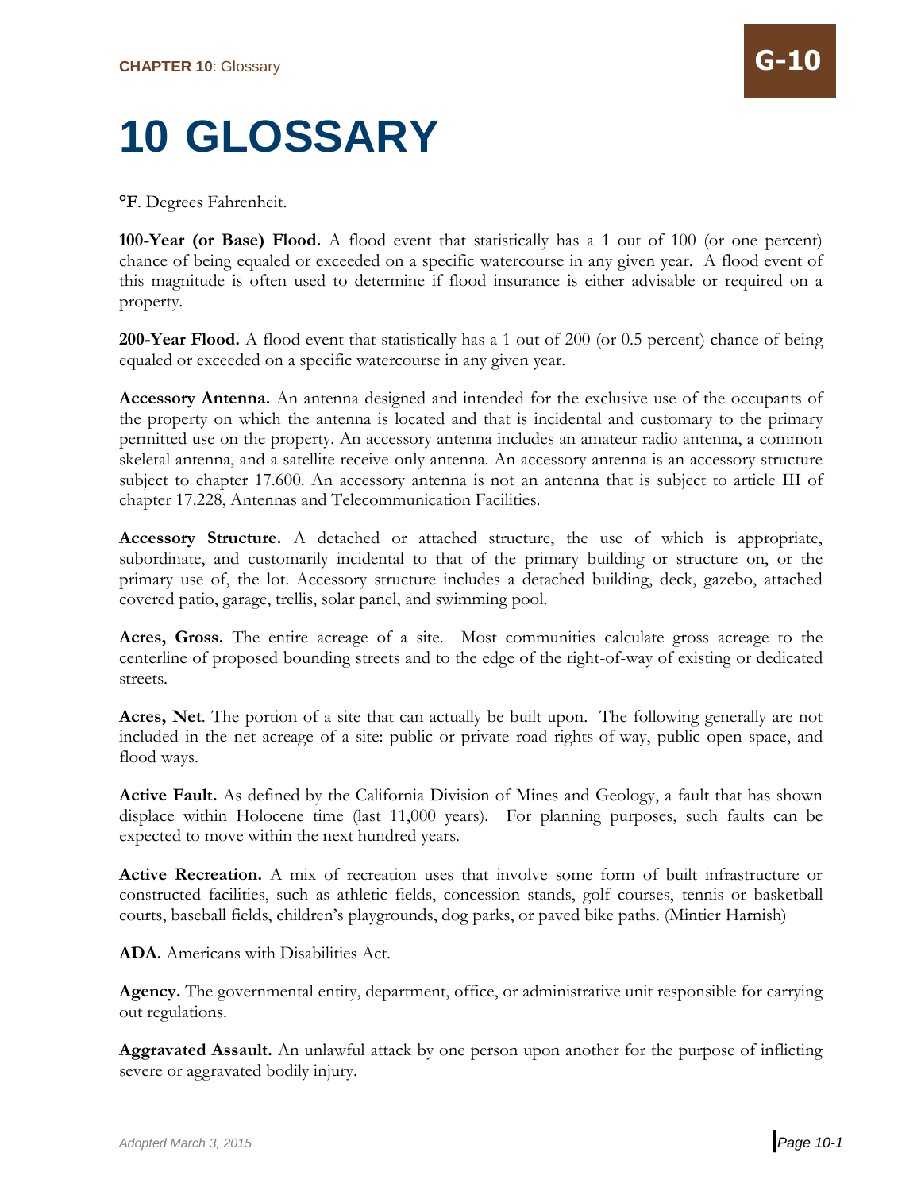# 10 GLOSSARY

**°F**. Degrees Fahrenheit.

**100-Year (or Base) Flood.** A flood event that statistically has a 1 out of 100 (or one percent) chance of being equaled or exceeded on a specific watercourse in any given year. A flood event of this magnitude is often used to determine if flood insurance is either advisable or required on a property.

**200-Year Flood.** A flood event that statistically has a 1 out of 200 (or 0.5 percent) chance of being equaled or exceeded on a specific watercourse in any given year.

**Accessory Antenna.** An antenna designed and intended for the exclusive use of the occupants of the property on which the antenna is located and that is incidental and customary to the primary permitted use on the property. An accessory antenna includes an amateur radio antenna, a common skeletal antenna, and a satellite receive-only antenna. An accessory antenna is an accessory structure subject to chapter 17.600. An accessory antenna is not an antenna that is subject to article III of chapter 17.228, Antennas and Telecommunication Facilities.

**Accessory Structure.** A detached or attached structure, the use of which is appropriate, subordinate, and customarily incidental to that of the primary building or structure on, or the primary use of, the lot. Accessory structure includes a detached building, deck, gazebo, attached covered patio, garage, trellis, solar panel, and swimming pool.

**Acres, Gross.** The entire acreage of a site. Most communities calculate gross acreage to the centerline of proposed bounding streets and to the edge of the right-of-way of existing or dedicated streets.

**Acres, Net**. The portion of a site that can actually be built upon. The following generally are not included in the net acreage of a site: public or private road rights-of-way, public open space, and flood ways.

**Active Fault.** As defined by the California Division of Mines and Geology, a fault that has shown displace within Holocene time (last 11,000 years). For planning purposes, such faults can be expected to move within the next hundred years.

**Active Recreation.** A mix of recreation uses that involve some form of built infrastructure or constructed facilities, such as athletic fields, concession stands, golf courses, tennis or basketball courts, baseball fields, children's playgrounds, dog parks, or paved bike paths. (Mintier Harnish)

**ADA.** Americans with Disabilities Act.

**Agency.** The governmental entity, department, office, or administrative unit responsible for carrying out regulations.

**Aggravated Assault.** An unlawful attack by one person upon another for the purpose of inflicting severe or aggravated bodily injury.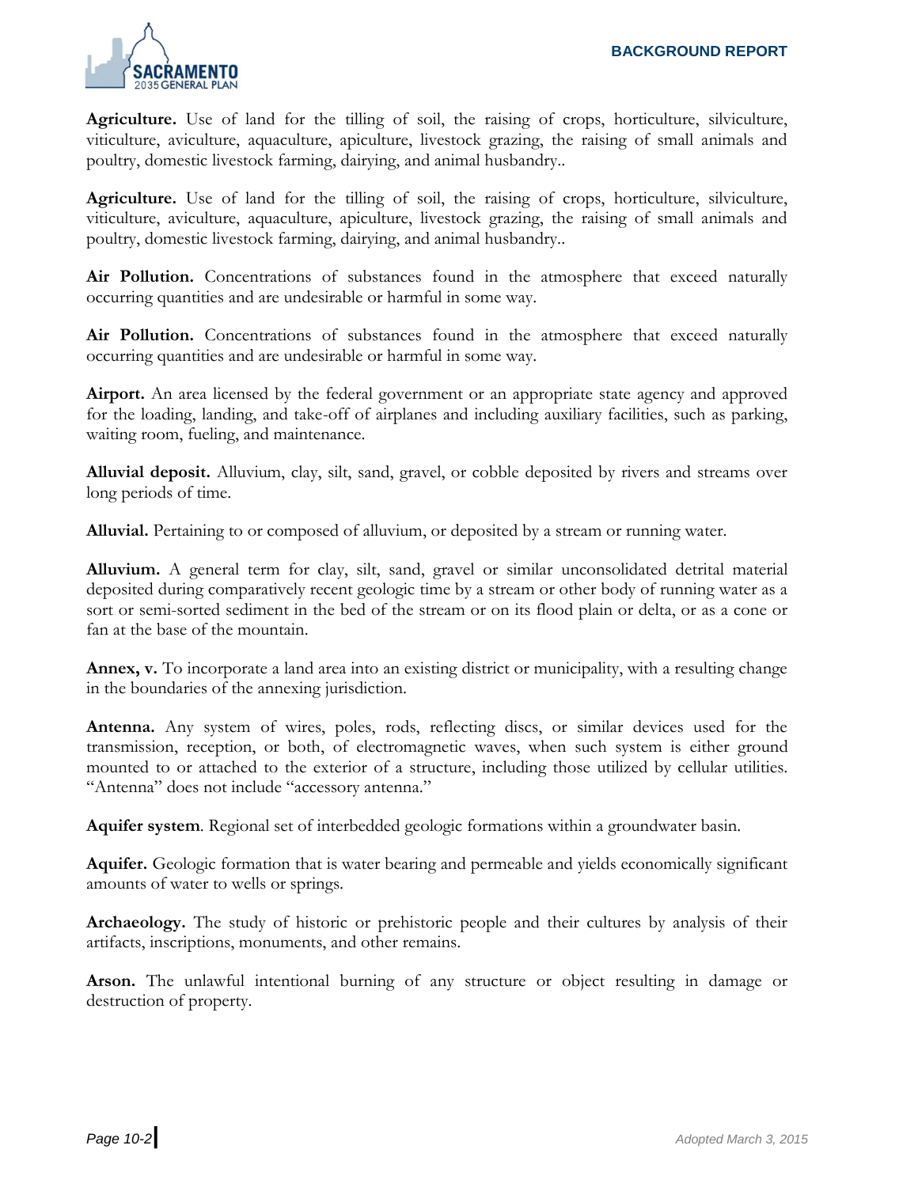**Agriculture.** Use of land for the tilling of soil, the raising of crops, horticulture, silviculture, viticulture, aviculture, aquaculture, apiculture, livestock grazing, the raising of small animals and poultry, domestic livestock farming, dairying, and animal husbandry..

**Agriculture.** Use of land for the tilling of soil, the raising of crops, horticulture, silviculture, viticulture, aviculture, aquaculture, apiculture, livestock grazing, the raising of small animals and poultry, domestic livestock farming, dairying, and animal husbandry..

**Air Pollution.** Concentrations of substances found in the atmosphere that exceed naturally occurring quantities and are undesirable or harmful in some way.

**Air Pollution.** Concentrations of substances found in the atmosphere that exceed naturally occurring quantities and are undesirable or harmful in some way.

**Airport.** An area licensed by the federal government or an appropriate state agency and approved for the loading, landing, and take-off of airplanes and including auxiliary facilities, such as parking, waiting room, fueling, and maintenance.

**Alluvial deposit.** Alluvium, clay, silt, sand, gravel, or cobble deposited by rivers and streams over long periods of time.

**Alluvial.** Pertaining to or composed of alluvium, or deposited by a stream or running water.

**Alluvium.** A general term for clay, silt, sand, gravel or similar unconsolidated detrital material deposited during comparatively recent geologic time by a stream or other body of running water as a sort or semi-sorted sediment in the bed of the stream or on its flood plain or delta, or as a cone or fan at the base of the mountain.

**Annex, v.** To incorporate a land area into an existing district or municipality, with a resulting change in the boundaries of the annexing jurisdiction.

**Antenna.** Any system of wires, poles, rods, reflecting discs, or similar devices used for the transmission, reception, or both, of electromagnetic waves, when such system is either ground mounted to or attached to the exterior of a structure, including those utilized by cellular utilities. "Antenna" does not include "accessory antenna."

**Aquifer system**. Regional set of interbedded geologic formations within a groundwater basin.

**Aquifer.** Geologic formation that is water bearing and permeable and yields economically significant amounts of water to wells or springs.

**Archaeology.** The study of historic or prehistoric people and their cultures by analysis of their artifacts, inscriptions, monuments, and other remains.

**Arson.** The unlawful intentional burning of any structure or object resulting in damage or destruction of property.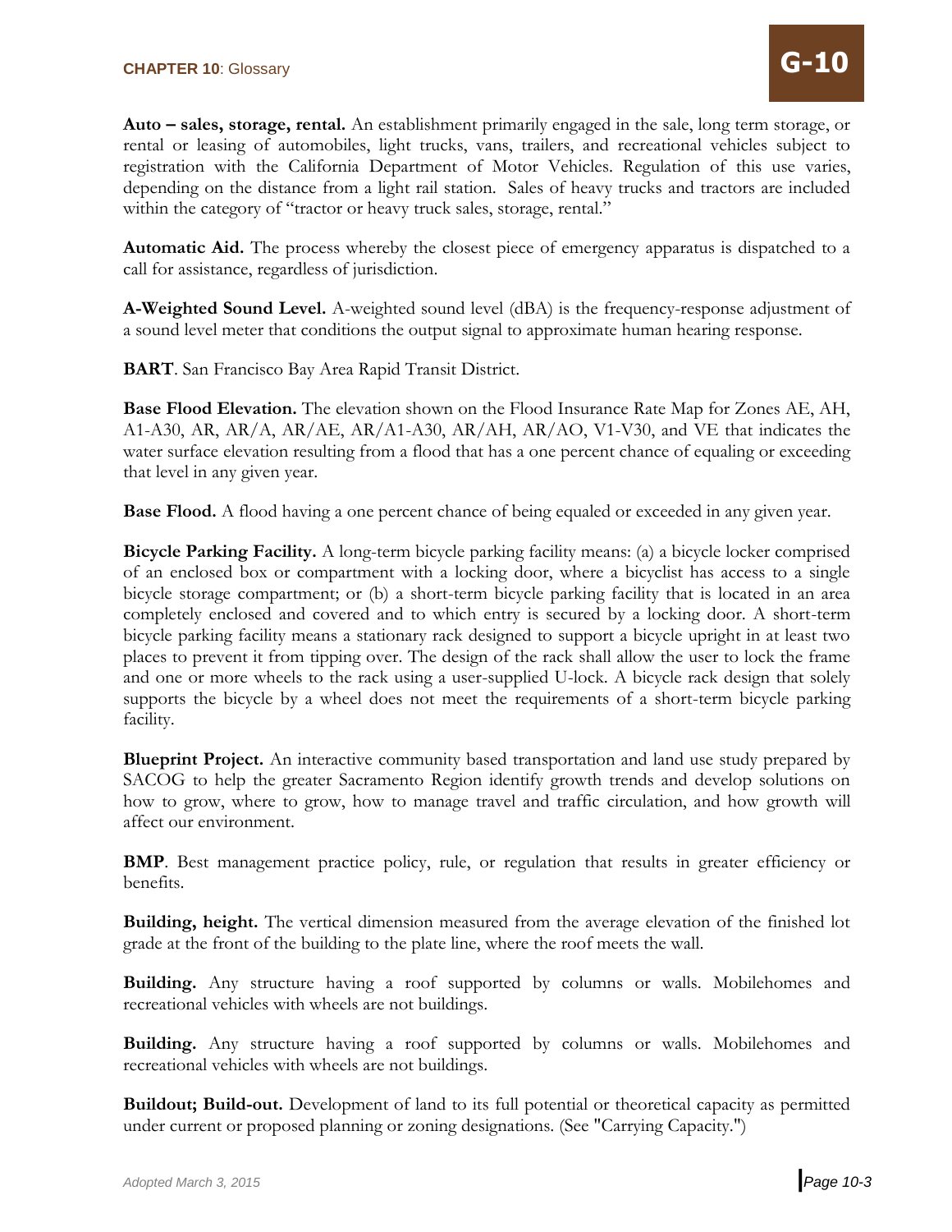**Auto – sales, storage, rental.** An establishment primarily engaged in the sale, long term storage, or rental or leasing of automobiles, light trucks, vans, trailers, and recreational vehicles subject to registration with the California Department of Motor Vehicles. Regulation of this use varies, depending on the distance from a light rail station. Sales of heavy trucks and tractors are included within the category of "tractor or heavy truck sales, storage, rental."

**Automatic Aid.** The process whereby the closest piece of emergency apparatus is dispatched to a call for assistance, regardless of jurisdiction.

**A-Weighted Sound Level.** A-weighted sound level (dBA) is the frequency-response adjustment of a sound level meter that conditions the output signal to approximate human hearing response.

**BART**. San Francisco Bay Area Rapid Transit District.

**Base Flood Elevation.** The elevation shown on the Flood Insurance Rate Map for Zones AE, AH, A1-A30, AR, AR/A, AR/AE, AR/A1-A30, AR/AH, AR/AO, V1-V30, and VE that indicates the water surface elevation resulting from a flood that has a one percent chance of equaling or exceeding that level in any given year.

**Base Flood.** A flood having a one percent chance of being equaled or exceeded in any given year.

**Bicycle Parking Facility.** A long-term bicycle parking facility means: (a) a bicycle locker comprised of an enclosed box or compartment with a locking door, where a bicyclist has access to a single bicycle storage compartment; or (b) a short-term bicycle parking facility that is located in an area completely enclosed and covered and to which entry is secured by a locking door. A short-term bicycle parking facility means a stationary rack designed to support a bicycle upright in at least two places to prevent it from tipping over. The design of the rack shall allow the user to lock the frame and one or more wheels to the rack using a user-supplied U-lock. A bicycle rack design that solely supports the bicycle by a wheel does not meet the requirements of a short-term bicycle parking facility.

**Blueprint Project.** An interactive community based transportation and land use study prepared by SACOG to help the greater Sacramento Region identify growth trends and develop solutions on how to grow, where to grow, how to manage travel and traffic circulation, and how growth will affect our environment.

**BMP**. Best management practice policy, rule, or regulation that results in greater efficiency or benefits.

**Building, height.** The vertical dimension measured from the average elevation of the finished lot grade at the front of the building to the plate line, where the roof meets the wall.

**Building.** Any structure having a roof supported by columns or walls. Mobilehomes and recreational vehicles with wheels are not buildings.

**Building.** Any structure having a roof supported by columns or walls. Mobilehomes and recreational vehicles with wheels are not buildings.

**Buildout; Build-out.** Development of land to its full potential or theoretical capacity as permitted under current or proposed planning or zoning designations. (See "Carrying Capacity.")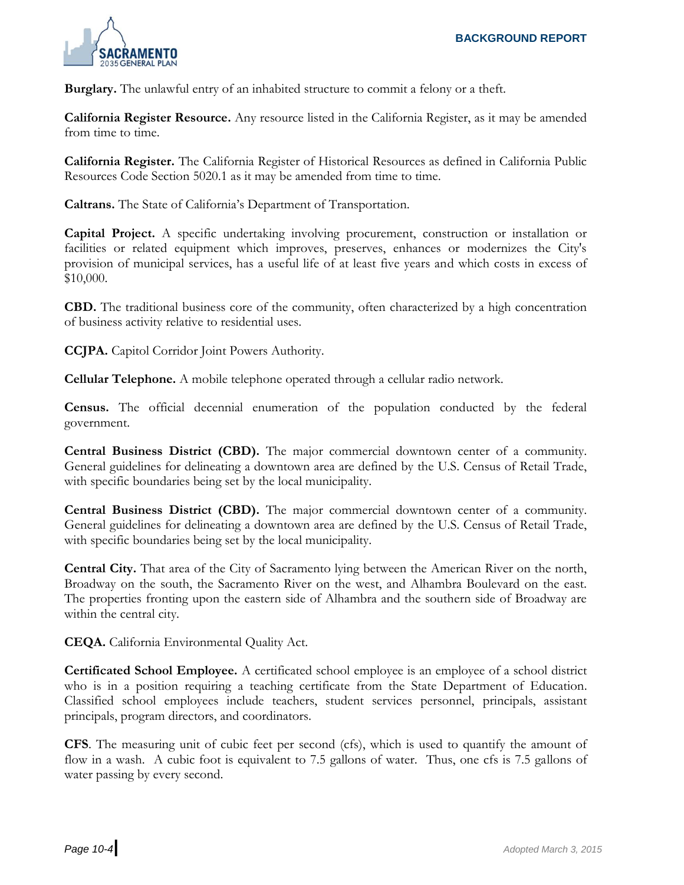**Burglary.** The unlawful entry of an inhabited structure to commit a felony or a theft.

**California Register Resource.** Any resource listed in the California Register, as it may be amended from time to time.

**California Register.** The California Register of Historical Resources as defined in California Public Resources Code Section 5020.1 as it may be amended from time to time.

**Caltrans.** The State of California's Department of Transportation.

**Capital Project.** A specific undertaking involving procurement, construction or installation or facilities or related equipment which improves, preserves, enhances or modernizes the City's provision of municipal services, has a useful life of at least five years and which costs in excess of $10,000.

**CBD.** The traditional business core of the community, often characterized by a high concentration of business activity relative to residential uses.

**CCJPA.** Capitol Corridor Joint Powers Authority.

**Cellular Telephone.** A mobile telephone operated through a cellular radio network.

**Census.** The official decennial enumeration of the population conducted by the federal government.

**Central Business District (CBD).** The major commercial downtown center of a community. General guidelines for delineating a downtown area are defined by the U.S. Census of Retail Trade, with specific boundaries being set by the local municipality.

**Central Business District (CBD).** The major commercial downtown center of a community. General guidelines for delineating a downtown area are defined by the U.S. Census of Retail Trade, with specific boundaries being set by the local municipality.

**Central City.** That area of the City of Sacramento lying between the American River on the north, Broadway on the south, the Sacramento River on the west, and Alhambra Boulevard on the east. The properties fronting upon the eastern side of Alhambra and the southern side of Broadway are within the central city.

**CEQA.** California Environmental Quality Act.

**Certificated School Employee.** A certificated school employee is an employee of a school district who is in a position requiring a teaching certificate from the State Department of Education. Classified school employees include teachers, student services personnel, principals, assistant principals, program directors, and coordinators.

**CFS**. The measuring unit of cubic feet per second (cfs), which is used to quantify the amount of flow in a wash. A cubic foot is equivalent to 7.5 gallons of water. Thus, one cfs is 7.5 gallons of water passing by every second.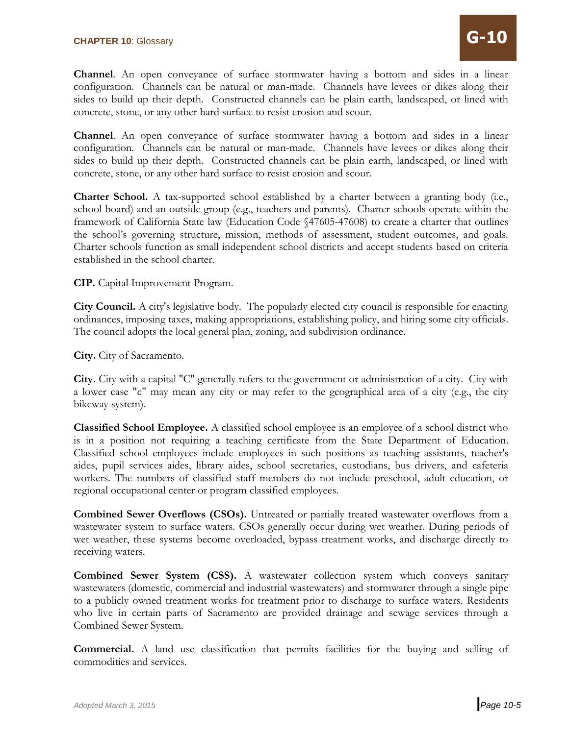**Channel**. An open conveyance of surface stormwater having a bottom and sides in a linear configuration. Channels can be natural or man-made. Channels have levees or dikes along their sides to build up their depth. Constructed channels can be plain earth, landscaped, or lined with concrete, stone, or any other hard surface to resist erosion and scour.

**Channel**. An open conveyance of surface stormwater having a bottom and sides in a linear configuration. Channels can be natural or man-made. Channels have levees or dikes along their sides to build up their depth. Constructed channels can be plain earth, landscaped, or lined with concrete, stone, or any other hard surface to resist erosion and scour.

**Charter School.** A tax-supported school established by a charter between a granting body (i.e., school board) and an outside group (e.g., teachers and parents). Charter schools operate within the framework of California State law (Education Code §47605-47608) to create a charter that outlines the school's governing structure, mission, methods of assessment, student outcomes, and goals. Charter schools function as small independent school districts and accept students based on criteria established in the school charter.

**CIP.** Capital Improvement Program.

**City Council.** A city's legislative body. The popularly elected city council is responsible for enacting ordinances, imposing taxes, making appropriations, establishing policy, and hiring some city officials. The council adopts the local general plan, zoning, and subdivision ordinance.

**City.** City of Sacramento.

**City.** City with a capital "C" generally refers to the government or administration of a city. City with a lower case "c" may mean any city or may refer to the geographical area of a city (e.g., the city bikeway system).

**Classified School Employee.** A classified school employee is an employee of a school district who is in a position not requiring a teaching certificate from the State Department of Education. Classified school employees include employees in such positions as teaching assistants, teacher's aides, pupil services aides, library aides, school secretaries, custodians, bus drivers, and cafeteria workers. The numbers of classified staff members do not include preschool, adult education, or regional occupational center or program classified employees.

**Combined Sewer Overflows (CSOs).** Untreated or partially treated wastewater overflows from a wastewater system to surface waters. CSOs generally occur during wet weather. During periods of wet weather, these systems become overloaded, bypass treatment works, and discharge directly to receiving waters.

**Combined Sewer System (CSS).** A wastewater collection system which conveys sanitary wastewaters (domestic, commercial and industrial wastewaters) and stormwater through a single pipe to a publicly owned treatment works for treatment prior to discharge to surface waters. Residents who live in certain parts of Sacramento are provided drainage and sewage services through a Combined Sewer System.

**Commercial.** A land use classification that permits facilities for the buying and selling of commodities and services.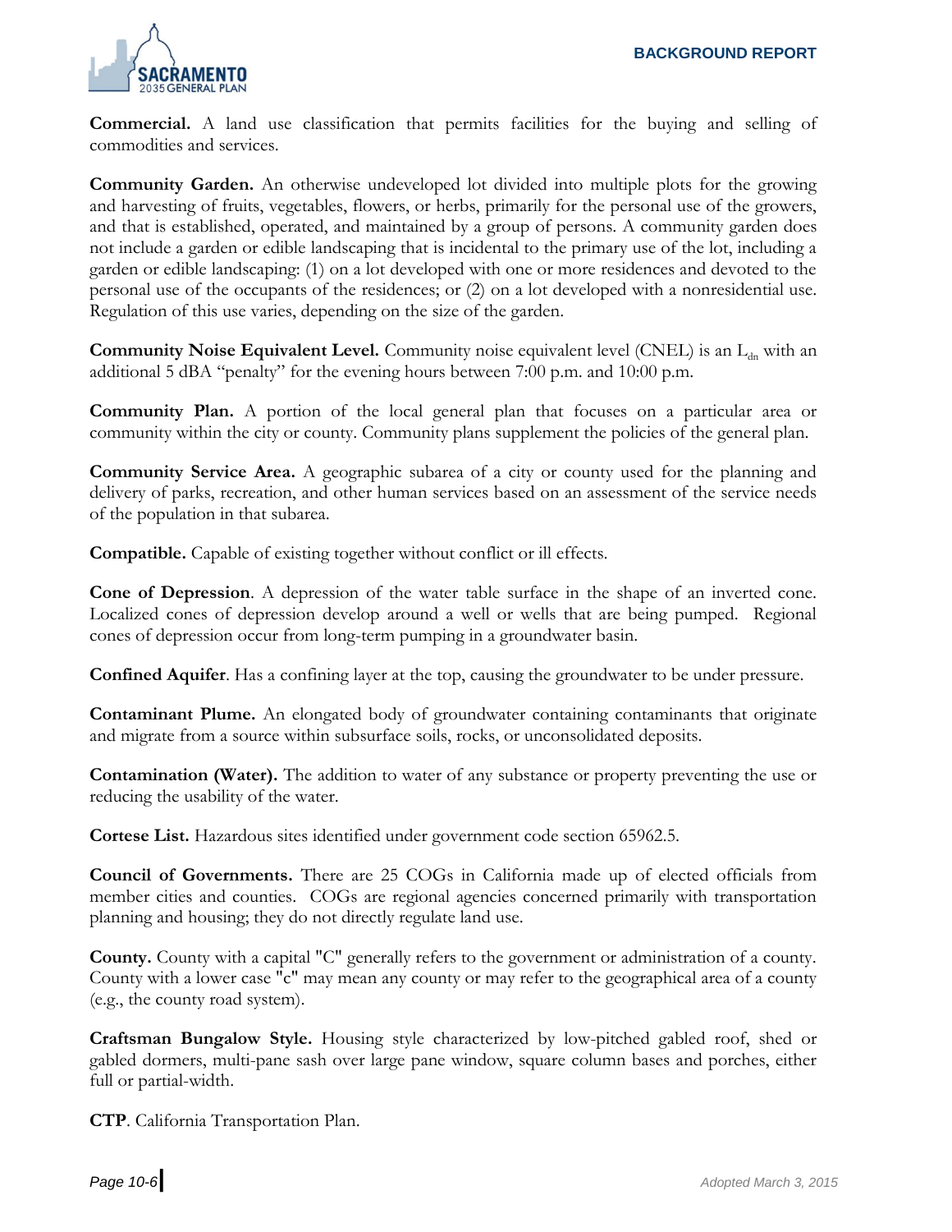**Commercial.** A land use classification that permits facilities for the buying and selling of commodities and services.

**Community Garden.** An otherwise undeveloped lot divided into multiple plots for the growing and harvesting of fruits, vegetables, flowers, or herbs, primarily for the personal use of the growers, and that is established, operated, and maintained by a group of persons. A community garden does not include a garden or edible landscaping that is incidental to the primary use of the lot, including a garden or edible landscaping: (1) on a lot developed with one or more residences and devoted to the personal use of the occupants of the residences; or (2) on a lot developed with a nonresidential use. Regulation of this use varies, depending on the size of the garden.

**Community Noise Equivalent Level.** Community noise equivalent level (CNEL) is an $L_{dn}$ with an additional 5 dBA "penalty" for the evening hours between 7:00 p.m. and 10:00 p.m.

**Community Plan.** A portion of the local general plan that focuses on a particular area or community within the city or county. Community plans supplement the policies of the general plan.

**Community Service Area.** A geographic subarea of a city or county used for the planning and delivery of parks, recreation, and other human services based on an assessment of the service needs of the population in that subarea.

**Compatible.** Capable of existing together without conflict or ill effects.

**Cone of Depression**. A depression of the water table surface in the shape of an inverted cone. Localized cones of depression develop around a well or wells that are being pumped. Regional cones of depression occur from long-term pumping in a groundwater basin.

**Confined Aquifer**. Has a confining layer at the top, causing the groundwater to be under pressure.

**Contaminant Plume.** An elongated body of groundwater containing contaminants that originate and migrate from a source within subsurface soils, rocks, or unconsolidated deposits.

**Contamination (Water).** The addition to water of any substance or property preventing the use or reducing the usability of the water.

**Cortese List.** Hazardous sites identified under government code section 65962.5.

**Council of Governments.** There are 25 COGs in California made up of elected officials from member cities and counties. COGs are regional agencies concerned primarily with transportation planning and housing; they do not directly regulate land use.

**County.** County with a capital "C" generally refers to the government or administration of a county. County with a lower case "c" may mean any county or may refer to the geographical area of a county (e.g., the county road system).

**Craftsman Bungalow Style.** Housing style characterized by low-pitched gabled roof, shed or gabled dormers, multi-pane sash over large pane window, square column bases and porches, either full or partial-width.

**CTP**. California Transportation Plan.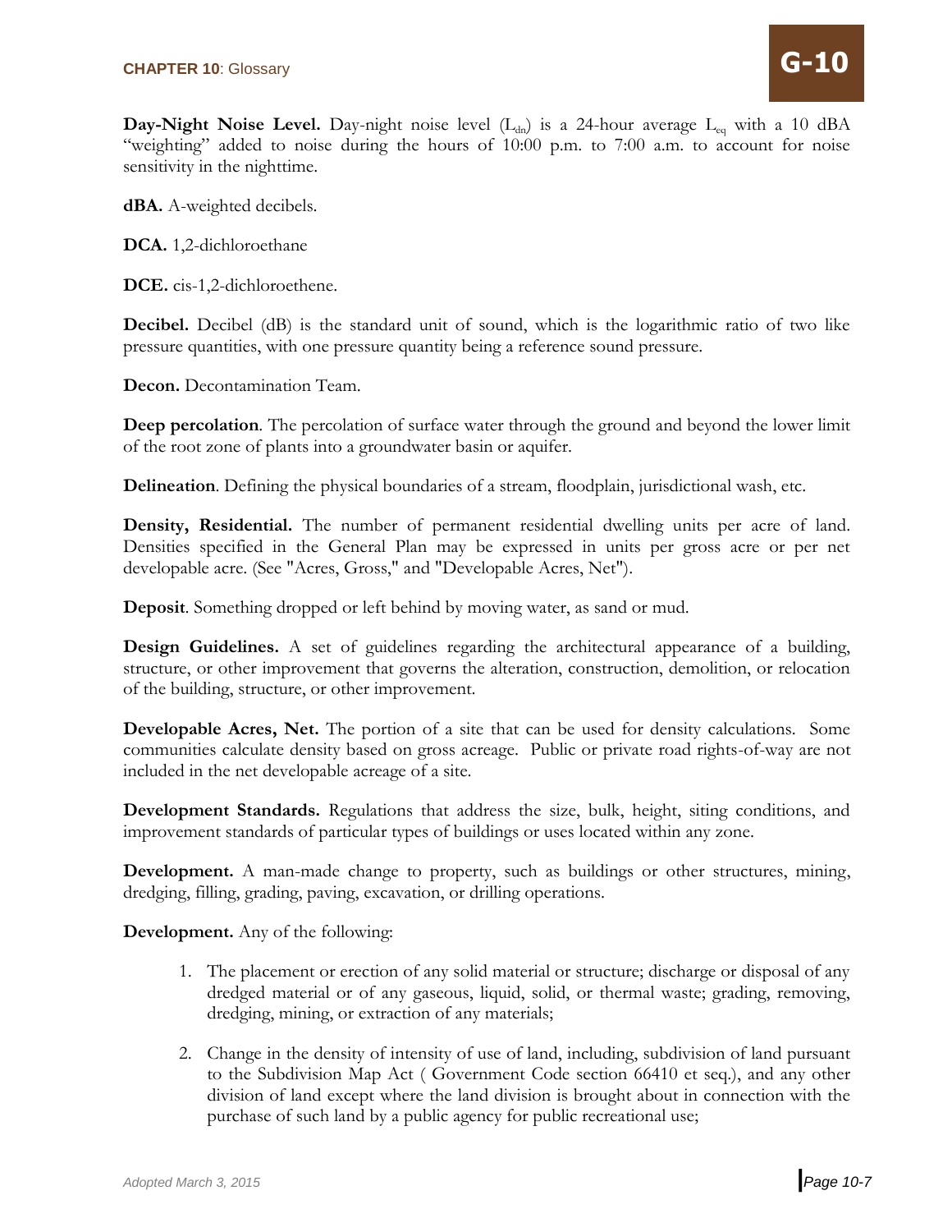**Day-Night Noise Level.** Day-night noise level ($L_{dn}$) is a 24-hour average $L_{eq}$ with a 10 dBA "weighting" added to noise during the hours of 10:00 p.m. to 7:00 a.m. to account for noise sensitivity in the nighttime.

**dBA.** A-weighted decibels.

**DCA.** 1,2-dichloroethane

**DCE.** cis-1,2-dichloroethene.

**Decibel.** Decibel (dB) is the standard unit of sound, which is the logarithmic ratio of two like pressure quantities, with one pressure quantity being a reference sound pressure.

**Decon.** Decontamination Team.

**Deep percolation**. The percolation of surface water through the ground and beyond the lower limit of the root zone of plants into a groundwater basin or aquifer.

**Delineation**. Defining the physical boundaries of a stream, floodplain, jurisdictional wash, etc.

**Density, Residential.** The number of permanent residential dwelling units per acre of land. Densities specified in the General Plan may be expressed in units per gross acre or per net developable acre. (See "Acres, Gross," and "Developable Acres, Net").

**Deposit**. Something dropped or left behind by moving water, as sand or mud.

**Design Guidelines.** A set of guidelines regarding the architectural appearance of a building, structure, or other improvement that governs the alteration, construction, demolition, or relocation of the building, structure, or other improvement.

**Developable Acres, Net.** The portion of a site that can be used for density calculations. Some communities calculate density based on gross acreage. Public or private road rights-of-way are not included in the net developable acreage of a site.

**Development Standards.** Regulations that address the size, bulk, height, siting conditions, and improvement standards of particular types of buildings or uses located within any zone.

**Development.** A man-made change to property, such as buildings or other structures, mining, dredging, filling, grading, paving, excavation, or drilling operations.

**Development.** Any of the following:

1. The placement or erection of any solid material or structure; discharge or disposal of any dredged material or of any gaseous, liquid, solid, or thermal waste; grading, removing, dredging, mining, or extraction of any materials;
2. Change in the density of intensity of use of land, including, subdivision of land pursuant to the Subdivision Map Act ( Government Code section 66410 et seq.), and any other division of land except where the land division is brought about in connection with the purchase of such land by a public agency for public recreational use;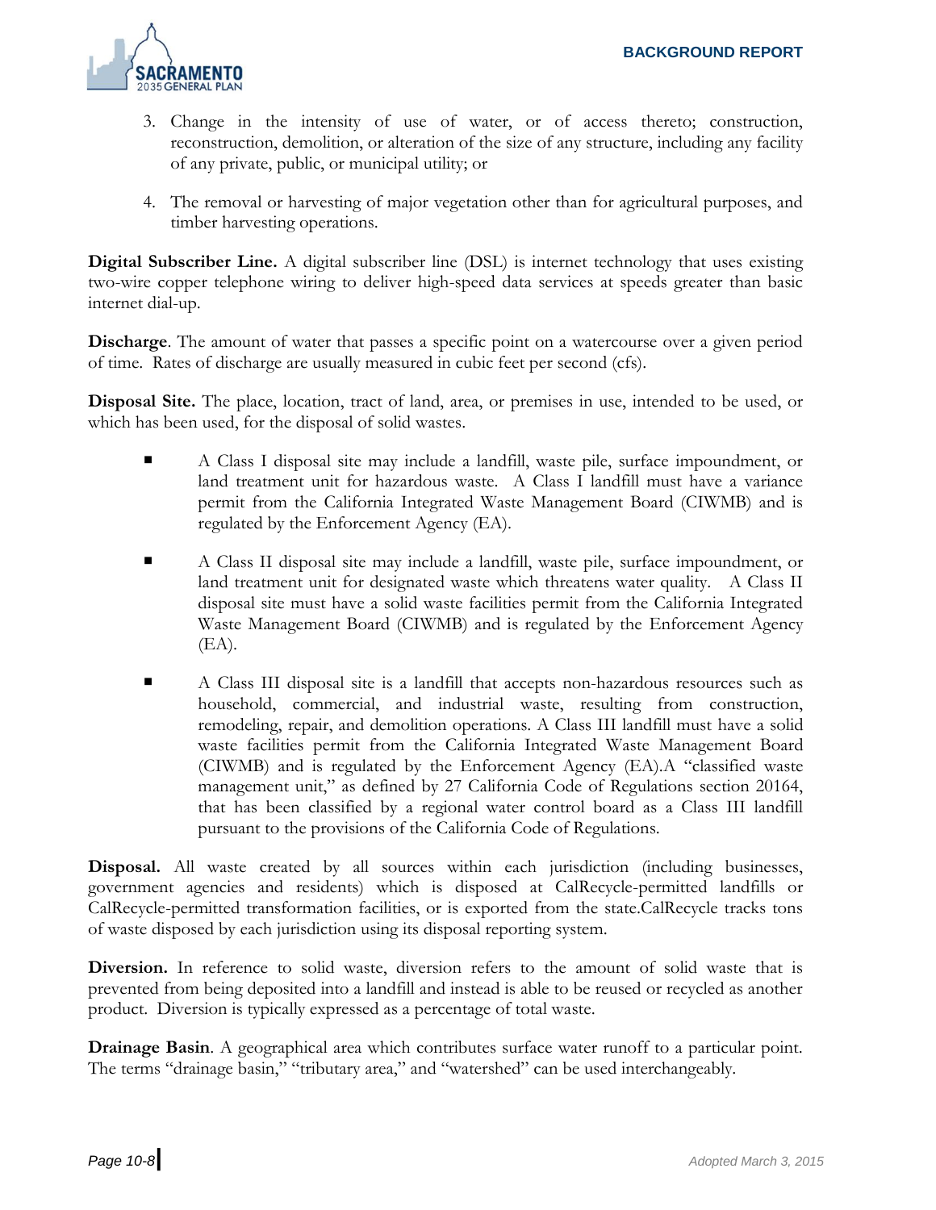3. Change in the intensity of use of water, or of access thereto; construction, reconstruction, demolition, or alteration of the size of any structure, including any facility of any private, public, or municipal utility; or

4. The removal or harvesting of major vegetation other than for agricultural purposes, and timber harvesting operations.

**Digital Subscriber Line.** A digital subscriber line (DSL) is internet technology that uses existing two-wire copper telephone wiring to deliver high-speed data services at speeds greater than basic internet dial-up.

**Discharge**. The amount of water that passes a specific point on a watercourse over a given period of time. Rates of discharge are usually measured in cubic feet per second (cfs).

**Disposal Site.** The place, location, tract of land, area, or premises in use, intended to be used, or which has been used, for the disposal of solid wastes.

- A Class I disposal site may include a landfill, waste pile, surface impoundment, or land treatment unit for hazardous waste. A Class I landfill must have a variance permit from the California Integrated Waste Management Board (CIWMB) and is regulated by the Enforcement Agency (EA).

- A Class II disposal site may include a landfill, waste pile, surface impoundment, or land treatment unit for designated waste which threatens water quality. A Class II disposal site must have a solid waste facilities permit from the California Integrated Waste Management Board (CIWMB) and is regulated by the Enforcement Agency (EA).

- A Class III disposal site is a landfill that accepts non-hazardous resources such as household, commercial, and industrial waste, resulting from construction, remodeling, repair, and demolition operations. A Class III landfill must have a solid waste facilities permit from the California Integrated Waste Management Board (CIWMB) and is regulated by the Enforcement Agency (EA).A "classified waste management unit," as defined by 27 California Code of Regulations section 20164, that has been classified by a regional water control board as a Class III landfill pursuant to the provisions of the California Code of Regulations.

**Disposal.** All waste created by all sources within each jurisdiction (including businesses, government agencies and residents) which is disposed at CalRecycle-permitted landfills or CalRecycle-permitted transformation facilities, or is exported from the state.CalRecycle tracks tons of waste disposed by each jurisdiction using its disposal reporting system.

**Diversion.** In reference to solid waste, diversion refers to the amount of solid waste that is prevented from being deposited into a landfill and instead is able to be reused or recycled as another product. Diversion is typically expressed as a percentage of total waste.

**Drainage Basin**. A geographical area which contributes surface water runoff to a particular point. The terms "drainage basin," "tributary area," and "watershed" can be used interchangeably.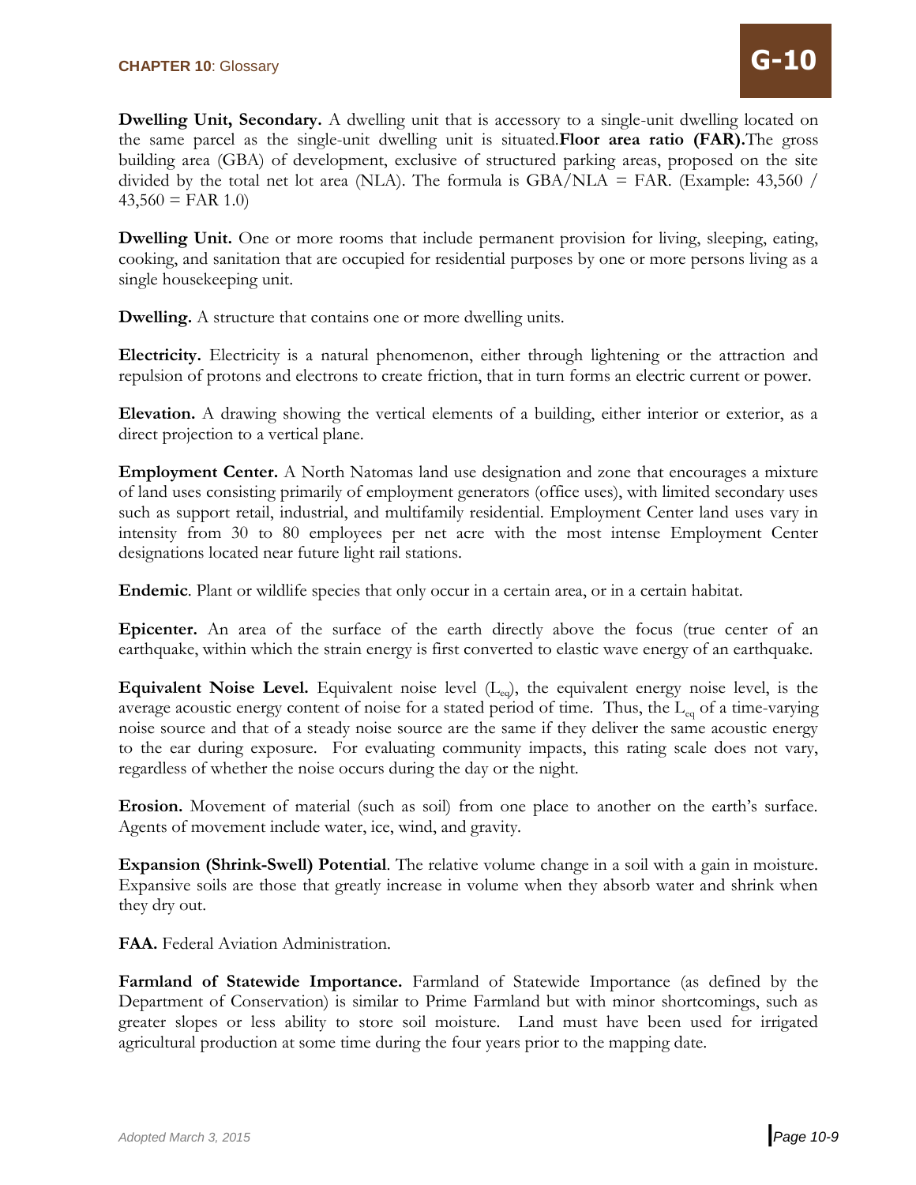**Dwelling Unit, Secondary.** A dwelling unit that is accessory to a single-unit dwelling located on the same parcel as the single-unit dwelling unit is situated.**Floor area ratio (FAR).**The gross building area (GBA) of development, exclusive of structured parking areas, proposed on the site divided by the total net lot area (NLA). The formula is GBA/NLA = FAR. (Example: 43,560 / 43,560 = FAR 1.0)

**Dwelling Unit.** One or more rooms that include permanent provision for living, sleeping, eating, cooking, and sanitation that are occupied for residential purposes by one or more persons living as a single housekeeping unit.

**Dwelling.** A structure that contains one or more dwelling units.

**Electricity.** Electricity is a natural phenomenon, either through lightening or the attraction and repulsion of protons and electrons to create friction, that in turn forms an electric current or power.

**Elevation.** A drawing showing the vertical elements of a building, either interior or exterior, as a direct projection to a vertical plane.

**Employment Center.** A North Natomas land use designation and zone that encourages a mixture of land uses consisting primarily of employment generators (office uses), with limited secondary uses such as support retail, industrial, and multifamily residential. Employment Center land uses vary in intensity from 30 to 80 employees per net acre with the most intense Employment Center designations located near future light rail stations.

**Endemic**. Plant or wildlife species that only occur in a certain area, or in a certain habitat.

**Epicenter.** An area of the surface of the earth directly above the focus (true center of an earthquake, within which the strain energy is first converted to elastic wave energy of an earthquake.

**Equivalent Noise Level.** Equivalent noise level ($L_{eq}$), the equivalent energy noise level, is the average acoustic energy content of noise for a stated period of time. Thus, the $L_{eq}$ of a time-varying noise source and that of a steady noise source are the same if they deliver the same acoustic energy to the ear during exposure. For evaluating community impacts, this rating scale does not vary, regardless of whether the noise occurs during the day or the night.

**Erosion.** Movement of material (such as soil) from one place to another on the earth's surface. Agents of movement include water, ice, wind, and gravity.

**Expansion (Shrink-Swell) Potential**. The relative volume change in a soil with a gain in moisture. Expansive soils are those that greatly increase in volume when they absorb water and shrink when they dry out.

**FAA.** Federal Aviation Administration.

**Farmland of Statewide Importance.** Farmland of Statewide Importance (as defined by the Department of Conservation) is similar to Prime Farmland but with minor shortcomings, such as greater slopes or less ability to store soil moisture. Land must have been used for irrigated agricultural production at some time during the four years prior to the mapping date.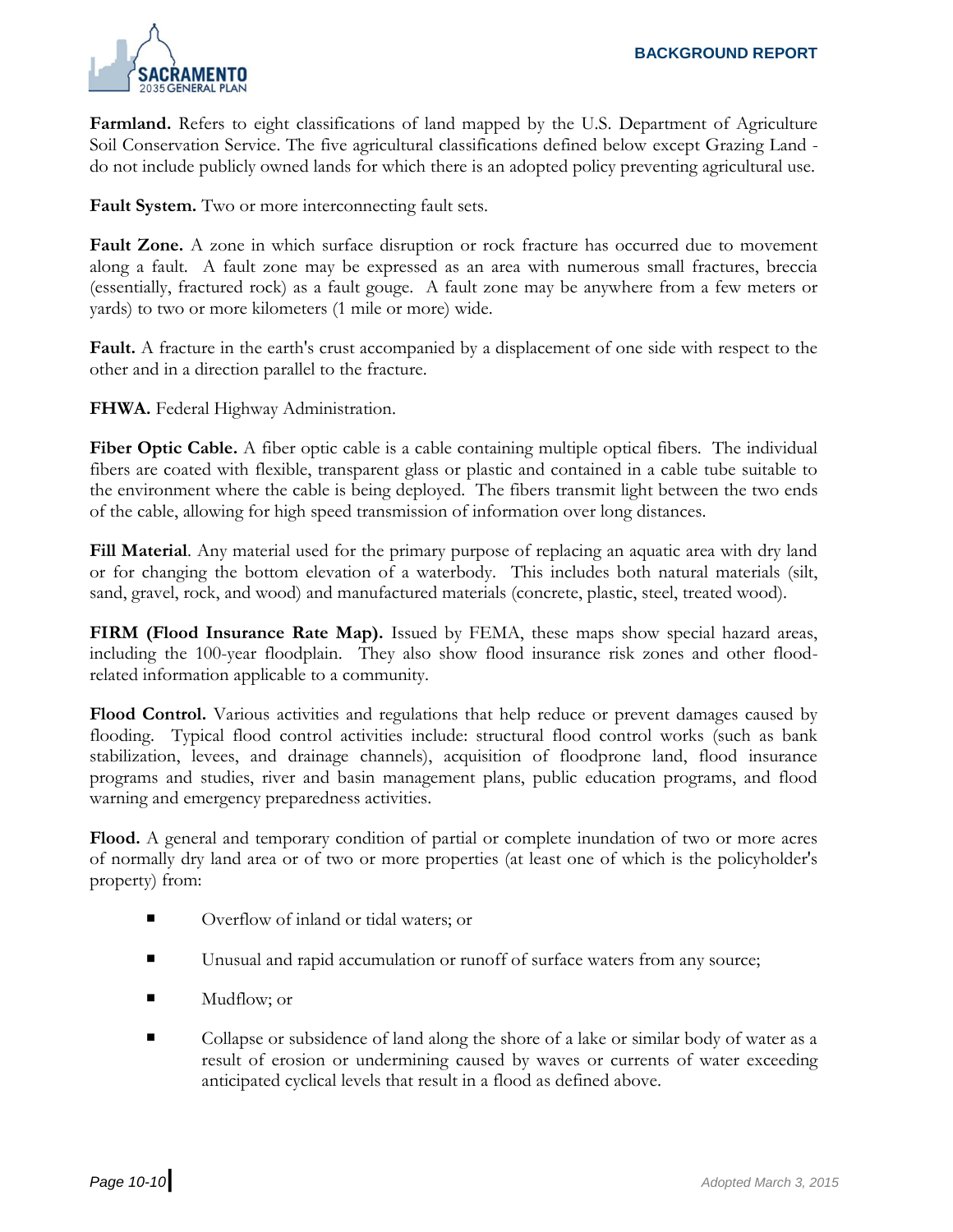**Farmland.** Refers to eight classifications of land mapped by the U.S. Department of Agriculture Soil Conservation Service. The five agricultural classifications defined below except Grazing Land - do not include publicly owned lands for which there is an adopted policy preventing agricultural use.

**Fault System.** Two or more interconnecting fault sets.

**Fault Zone.** A zone in which surface disruption or rock fracture has occurred due to movement along a fault. A fault zone may be expressed as an area with numerous small fractures, breccia (essentially, fractured rock) as a fault gouge. A fault zone may be anywhere from a few meters or yards) to two or more kilometers (1 mile or more) wide.

**Fault.** A fracture in the earth's crust accompanied by a displacement of one side with respect to the other and in a direction parallel to the fracture.

**FHWA.** Federal Highway Administration.

**Fiber Optic Cable.** A fiber optic cable is a cable containing multiple optical fibers. The individual fibers are coated with flexible, transparent glass or plastic and contained in a cable tube suitable to the environment where the cable is being deployed. The fibers transmit light between the two ends of the cable, allowing for high speed transmission of information over long distances.

**Fill Material**. Any material used for the primary purpose of replacing an aquatic area with dry land or for changing the bottom elevation of a waterbody. This includes both natural materials (silt, sand, gravel, rock, and wood) and manufactured materials (concrete, plastic, steel, treated wood).

**FIRM (Flood Insurance Rate Map).** Issued by FEMA, these maps show special hazard areas, including the 100-year floodplain. They also show flood insurance risk zones and other flood-related information applicable to a community.

**Flood Control.** Various activities and regulations that help reduce or prevent damages caused by flooding. Typical flood control activities include: structural flood control works (such as bank stabilization, levees, and drainage channels), acquisition of floodprone land, flood insurance programs and studies, river and basin management plans, public education programs, and flood warning and emergency preparedness activities.

**Flood.** A general and temporary condition of partial or complete inundation of two or more acres of normally dry land area or of two or more properties (at least one of which is the policyholder's property) from:

- Overflow of inland or tidal waters; or
- Unusual and rapid accumulation or runoff of surface waters from any source;
- Mudflow; or
- Collapse or subsidence of land along the shore of a lake or similar body of water as a result of erosion or undermining caused by waves or currents of water exceeding anticipated cyclical levels that result in a flood as defined above.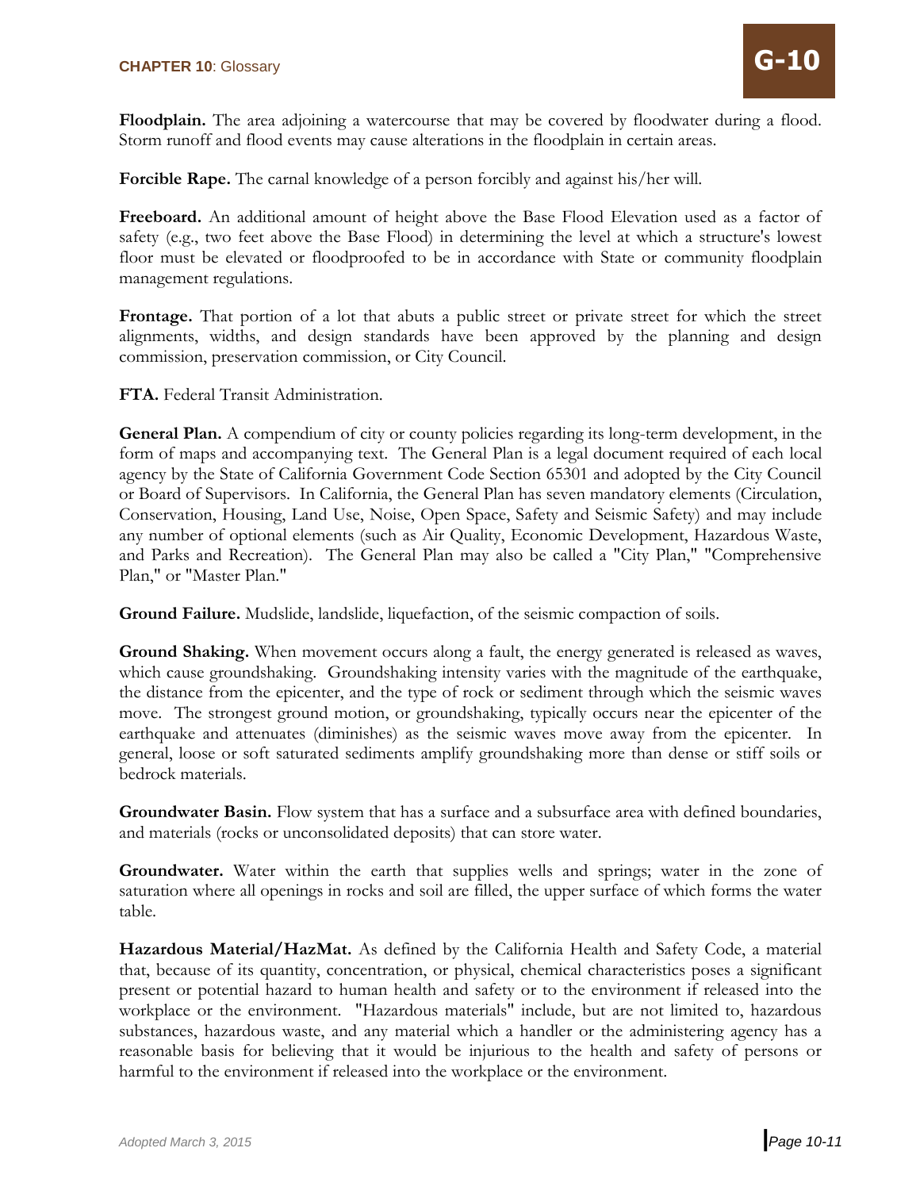**Floodplain.** The area adjoining a watercourse that may be covered by floodwater during a flood. Storm runoff and flood events may cause alterations in the floodplain in certain areas.

**Forcible Rape.** The carnal knowledge of a person forcibly and against his/her will.

**Freeboard.** An additional amount of height above the Base Flood Elevation used as a factor of safety (e.g., two feet above the Base Flood) in determining the level at which a structure's lowest floor must be elevated or floodproofed to be in accordance with State or community floodplain management regulations.

**Frontage.** That portion of a lot that abuts a public street or private street for which the street alignments, widths, and design standards have been approved by the planning and design commission, preservation commission, or City Council.

**FTA.** Federal Transit Administration.

**General Plan.** A compendium of city or county policies regarding its long-term development, in the form of maps and accompanying text. The General Plan is a legal document required of each local agency by the State of California Government Code Section 65301 and adopted by the City Council or Board of Supervisors. In California, the General Plan has seven mandatory elements (Circulation, Conservation, Housing, Land Use, Noise, Open Space, Safety and Seismic Safety) and may include any number of optional elements (such as Air Quality, Economic Development, Hazardous Waste, and Parks and Recreation). The General Plan may also be called a "City Plan," "Comprehensive Plan," or "Master Plan."

**Ground Failure.** Mudslide, landslide, liquefaction, of the seismic compaction of soils.

**Ground Shaking.** When movement occurs along a fault, the energy generated is released as waves, which cause groundshaking. Groundshaking intensity varies with the magnitude of the earthquake, the distance from the epicenter, and the type of rock or sediment through which the seismic waves move. The strongest ground motion, or groundshaking, typically occurs near the epicenter of the earthquake and attenuates (diminishes) as the seismic waves move away from the epicenter. In general, loose or soft saturated sediments amplify groundshaking more than dense or stiff soils or bedrock materials.

**Groundwater Basin.** Flow system that has a surface and a subsurface area with defined boundaries, and materials (rocks or unconsolidated deposits) that can store water.

**Groundwater.** Water within the earth that supplies wells and springs; water in the zone of saturation where all openings in rocks and soil are filled, the upper surface of which forms the water table.

**Hazardous Material/HazMat.** As defined by the California Health and Safety Code, a material that, because of its quantity, concentration, or physical, chemical characteristics poses a significant present or potential hazard to human health and safety or to the environment if released into the workplace or the environment. "Hazardous materials" include, but are not limited to, hazardous substances, hazardous waste, and any material which a handler or the administering agency has a reasonable basis for believing that it would be injurious to the health and safety of persons or harmful to the environment if released into the workplace or the environment.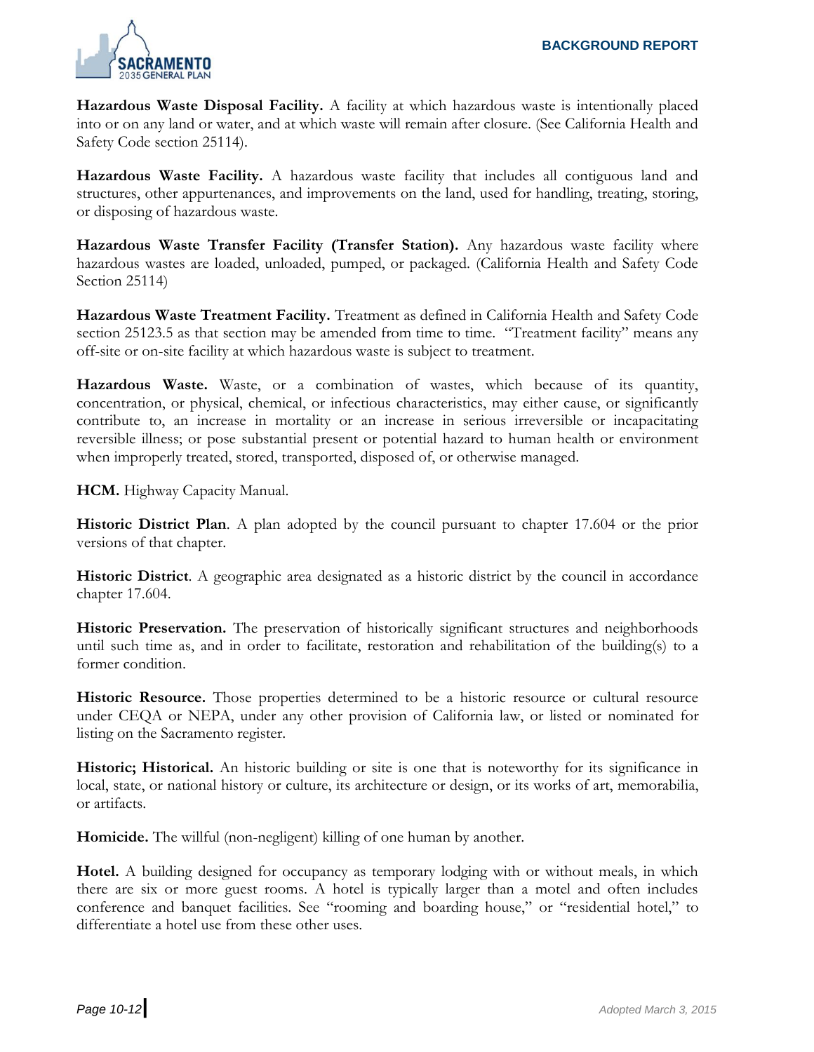**Hazardous Waste Disposal Facility.** A facility at which hazardous waste is intentionally placed into or on any land or water, and at which waste will remain after closure. (See California Health and Safety Code section 25114).

**Hazardous Waste Facility.** A hazardous waste facility that includes all contiguous land and structures, other appurtenances, and improvements on the land, used for handling, treating, storing, or disposing of hazardous waste.

**Hazardous Waste Transfer Facility (Transfer Station).** Any hazardous waste facility where hazardous wastes are loaded, unloaded, pumped, or packaged. (California Health and Safety Code Section 25114)

**Hazardous Waste Treatment Facility.** Treatment as defined in California Health and Safety Code section 25123.5 as that section may be amended from time to time. "Treatment facility" means any off-site or on-site facility at which hazardous waste is subject to treatment.

**Hazardous Waste.** Waste, or a combination of wastes, which because of its quantity, concentration, or physical, chemical, or infectious characteristics, may either cause, or significantly contribute to, an increase in mortality or an increase in serious irreversible or incapacitating reversible illness; or pose substantial present or potential hazard to human health or environment when improperly treated, stored, transported, disposed of, or otherwise managed.

**HCM.** Highway Capacity Manual.

**Historic District Plan**. A plan adopted by the council pursuant to chapter 17.604 or the prior versions of that chapter.

**Historic District**. A geographic area designated as a historic district by the council in accordance chapter 17.604.

**Historic Preservation.** The preservation of historically significant structures and neighborhoods until such time as, and in order to facilitate, restoration and rehabilitation of the building(s) to a former condition.

**Historic Resource.** Those properties determined to be a historic resource or cultural resource under CEQA or NEPA, under any other provision of California law, or listed or nominated for listing on the Sacramento register.

**Historic; Historical.** An historic building or site is one that is noteworthy for its significance in local, state, or national history or culture, its architecture or design, or its works of art, memorabilia, or artifacts.

**Homicide.** The willful (non-negligent) killing of one human by another.

**Hotel.** A building designed for occupancy as temporary lodging with or without meals, in which there are six or more guest rooms. A hotel is typically larger than a motel and often includes conference and banquet facilities. See "rooming and boarding house," or "residential hotel," to differentiate a hotel use from these other uses.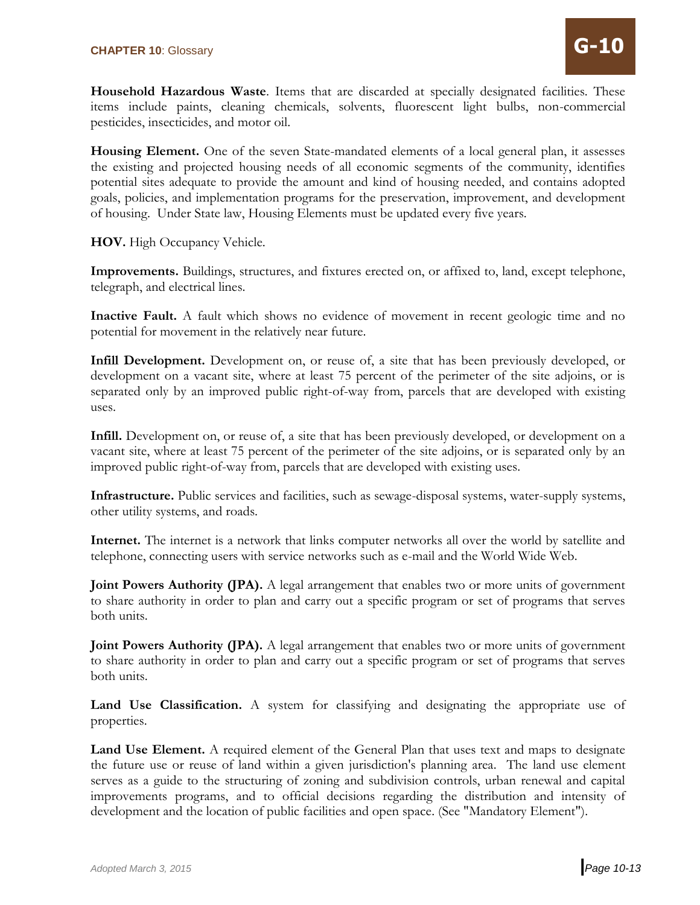**Household Hazardous Waste**. Items that are discarded at specially designated facilities. These items include paints, cleaning chemicals, solvents, fluorescent light bulbs, non-commercial pesticides, insecticides, and motor oil.

**Housing Element.** One of the seven State-mandated elements of a local general plan, it assesses the existing and projected housing needs of all economic segments of the community, identifies potential sites adequate to provide the amount and kind of housing needed, and contains adopted goals, policies, and implementation programs for the preservation, improvement, and development of housing. Under State law, Housing Elements must be updated every five years.

**HOV.** High Occupancy Vehicle.

**Improvements.** Buildings, structures, and fixtures erected on, or affixed to, land, except telephone, telegraph, and electrical lines.

**Inactive Fault.** A fault which shows no evidence of movement in recent geologic time and no potential for movement in the relatively near future.

**Infill Development.** Development on, or reuse of, a site that has been previously developed, or development on a vacant site, where at least 75 percent of the perimeter of the site adjoins, or is separated only by an improved public right-of-way from, parcels that are developed with existing uses.

**Infill.** Development on, or reuse of, a site that has been previously developed, or development on a vacant site, where at least 75 percent of the perimeter of the site adjoins, or is separated only by an improved public right-of-way from, parcels that are developed with existing uses.

**Infrastructure.** Public services and facilities, such as sewage-disposal systems, water-supply systems, other utility systems, and roads.

**Internet.** The internet is a network that links computer networks all over the world by satellite and telephone, connecting users with service networks such as e-mail and the World Wide Web.

**Joint Powers Authority (JPA).** A legal arrangement that enables two or more units of government to share authority in order to plan and carry out a specific program or set of programs that serves both units.

**Joint Powers Authority (JPA).** A legal arrangement that enables two or more units of government to share authority in order to plan and carry out a specific program or set of programs that serves both units.

**Land Use Classification.** A system for classifying and designating the appropriate use of properties.

**Land Use Element.** A required element of the General Plan that uses text and maps to designate the future use or reuse of land within a given jurisdiction's planning area. The land use element serves as a guide to the structuring of zoning and subdivision controls, urban renewal and capital improvements programs, and to official decisions regarding the distribution and intensity of development and the location of public facilities and open space. (See "Mandatory Element").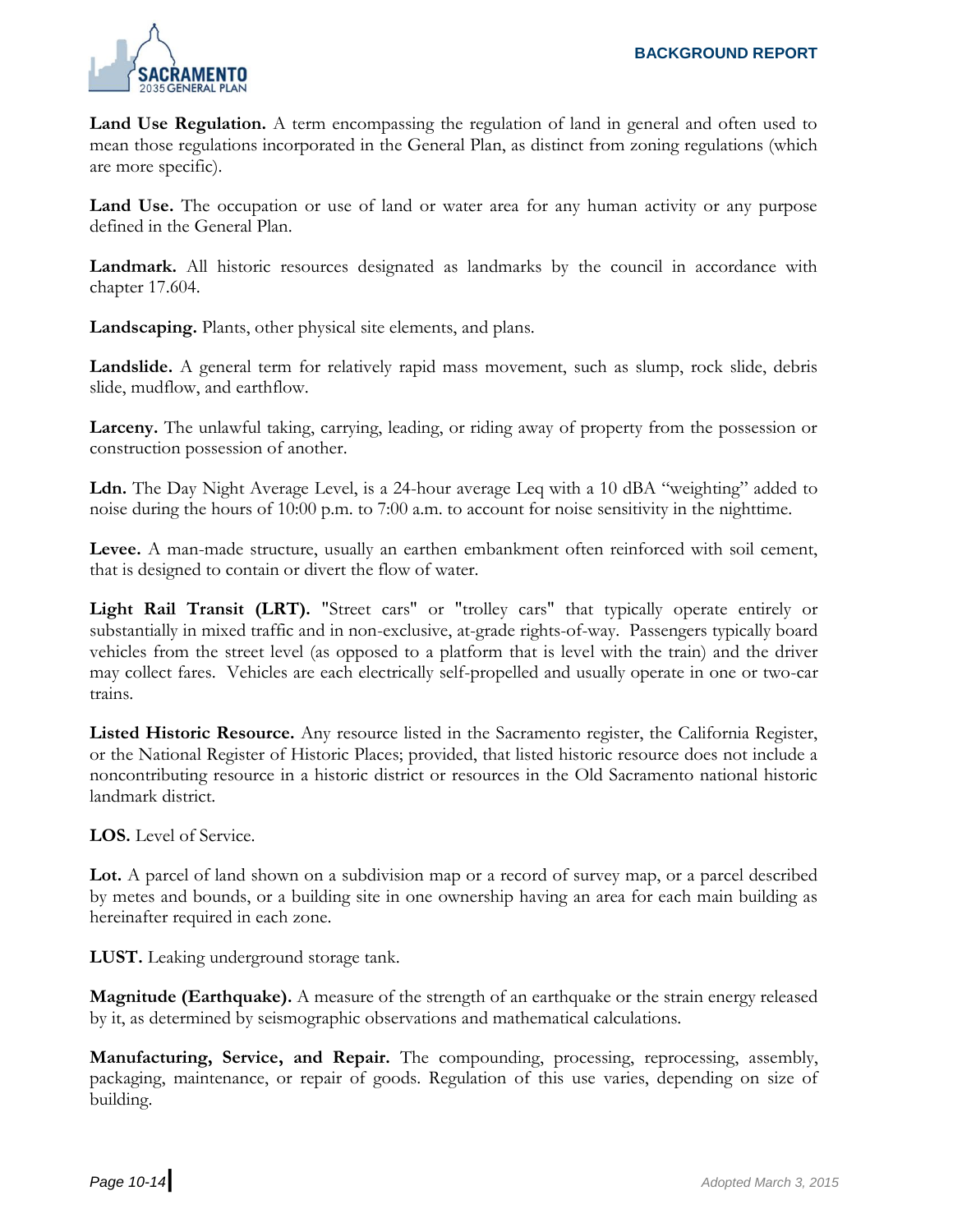**Land Use Regulation.** A term encompassing the regulation of land in general and often used to mean those regulations incorporated in the General Plan, as distinct from zoning regulations (which are more specific).

**Land Use.** The occupation or use of land or water area for any human activity or any purpose defined in the General Plan.

**Landmark.** All historic resources designated as landmarks by the council in accordance with chapter 17.604.

**Landscaping.** Plants, other physical site elements, and plans.

**Landslide.** A general term for relatively rapid mass movement, such as slump, rock slide, debris slide, mudflow, and earthflow.

**Larceny.** The unlawful taking, carrying, leading, or riding away of property from the possession or construction possession of another.

**Ldn.** The Day Night Average Level, is a 24-hour average Leq with a 10 dBA "weighting" added to noise during the hours of 10:00 p.m. to 7:00 a.m. to account for noise sensitivity in the nighttime.

**Levee.** A man-made structure, usually an earthen embankment often reinforced with soil cement, that is designed to contain or divert the flow of water.

**Light Rail Transit (LRT).** "Street cars" or "trolley cars" that typically operate entirely or substantially in mixed traffic and in non-exclusive, at-grade rights-of-way. Passengers typically board vehicles from the street level (as opposed to a platform that is level with the train) and the driver may collect fares. Vehicles are each electrically self-propelled and usually operate in one or two-car trains.

**Listed Historic Resource.** Any resource listed in the Sacramento register, the California Register, or the National Register of Historic Places; provided, that listed historic resource does not include a noncontributing resource in a historic district or resources in the Old Sacramento national historic landmark district.

**LOS.** Level of Service.

**Lot.** A parcel of land shown on a subdivision map or a record of survey map, or a parcel described by metes and bounds, or a building site in one ownership having an area for each main building as hereinafter required in each zone.

**LUST.** Leaking underground storage tank.

**Magnitude (Earthquake).** A measure of the strength of an earthquake or the strain energy released by it, as determined by seismographic observations and mathematical calculations.

**Manufacturing, Service, and Repair.** The compounding, processing, reprocessing, assembly, packaging, maintenance, or repair of goods. Regulation of this use varies, depending on size of building.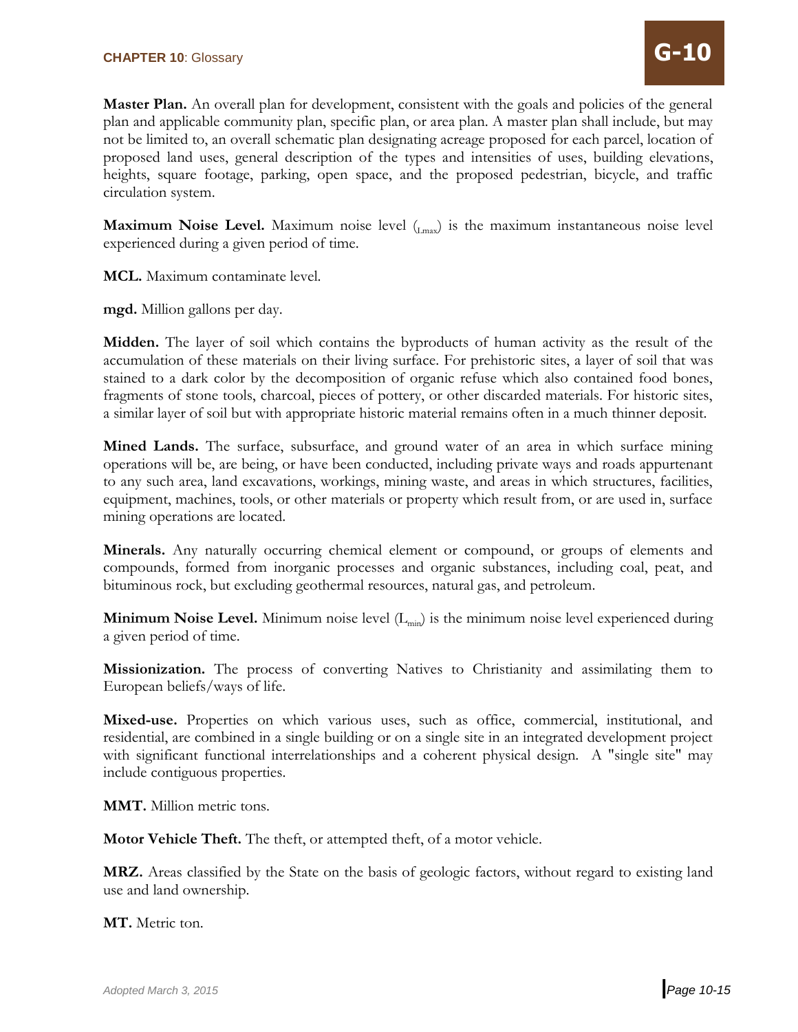**Master Plan.** An overall plan for development, consistent with the goals and policies of the general plan and applicable community plan, specific plan, or area plan. A master plan shall include, but may not be limited to, an overall schematic plan designating acreage proposed for each parcel, location of proposed land uses, general description of the types and intensities of uses, building elevations, heights, square footage, parking, open space, and the proposed pedestrian, bicycle, and traffic circulation system.

**Maximum Noise Level.** Maximum noise level ($_{Lmax}$) is the maximum instantaneous noise level experienced during a given period of time.

**MCL.** Maximum contaminate level.

**mgd.** Million gallons per day.

**Midden.** The layer of soil which contains the byproducts of human activity as the result of the accumulation of these materials on their living surface. For prehistoric sites, a layer of soil that was stained to a dark color by the decomposition of organic refuse which also contained food bones, fragments of stone tools, charcoal, pieces of pottery, or other discarded materials. For historic sites, a similar layer of soil but with appropriate historic material remains often in a much thinner deposit.

**Mined Lands.** The surface, subsurface, and ground water of an area in which surface mining operations will be, are being, or have been conducted, including private ways and roads appurtenant to any such area, land excavations, workings, mining waste, and areas in which structures, facilities, equipment, machines, tools, or other materials or property which result from, or are used in, surface mining operations are located.

**Minerals.** Any naturally occurring chemical element or compound, or groups of elements and compounds, formed from inorganic processes and organic substances, including coal, peat, and bituminous rock, but excluding geothermal resources, natural gas, and petroleum.

**Minimum Noise Level.** Minimum noise level ($L_{min}$) is the minimum noise level experienced during a given period of time.

**Missionization.** The process of converting Natives to Christianity and assimilating them to European beliefs/ways of life.

**Mixed-use.** Properties on which various uses, such as office, commercial, institutional, and residential, are combined in a single building or on a single site in an integrated development project with significant functional interrelationships and a coherent physical design. A "single site" may include contiguous properties.

**MMT.** Million metric tons.

**Motor Vehicle Theft.** The theft, or attempted theft, of a motor vehicle.

**MRZ.** Areas classified by the State on the basis of geologic factors, without regard to existing land use and land ownership.

**MT.** Metric ton.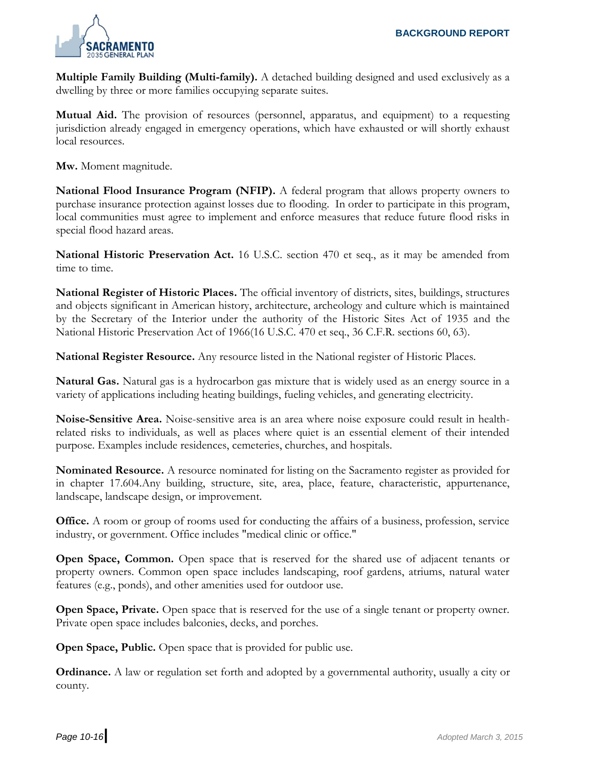**Multiple Family Building (Multi-family).** A detached building designed and used exclusively as a dwelling by three or more families occupying separate suites.

**Mutual Aid.** The provision of resources (personnel, apparatus, and equipment) to a requesting jurisdiction already engaged in emergency operations, which have exhausted or will shortly exhaust local resources.

**Mw.** Moment magnitude.

**National Flood Insurance Program (NFIP).** A federal program that allows property owners to purchase insurance protection against losses due to flooding. In order to participate in this program, local communities must agree to implement and enforce measures that reduce future flood risks in special flood hazard areas.

**National Historic Preservation Act.** 16 U.S.C. section 470 et seq., as it may be amended from time to time.

**National Register of Historic Places.** The official inventory of districts, sites, buildings, structures and objects significant in American history, architecture, archeology and culture which is maintained by the Secretary of the Interior under the authority of the Historic Sites Act of 1935 and the National Historic Preservation Act of 1966(16 U.S.C. 470 et seq., 36 C.F.R. sections 60, 63).

**National Register Resource.** Any resource listed in the National register of Historic Places.

**Natural Gas.** Natural gas is a hydrocarbon gas mixture that is widely used as an energy source in a variety of applications including heating buildings, fueling vehicles, and generating electricity.

**Noise-Sensitive Area.** Noise-sensitive area is an area where noise exposure could result in health-related risks to individuals, as well as places where quiet is an essential element of their intended purpose. Examples include residences, cemeteries, churches, and hospitals.

**Nominated Resource.** A resource nominated for listing on the Sacramento register as provided for in chapter 17.604.Any building, structure, site, area, place, feature, characteristic, appurtenance, landscape, landscape design, or improvement.

**Office.** A room or group of rooms used for conducting the affairs of a business, profession, service industry, or government. Office includes "medical clinic or office."

**Open Space, Common.** Open space that is reserved for the shared use of adjacent tenants or property owners. Common open space includes landscaping, roof gardens, atriums, natural water features (e.g., ponds), and other amenities used for outdoor use.

**Open Space, Private.** Open space that is reserved for the use of a single tenant or property owner. Private open space includes balconies, decks, and porches.

**Open Space, Public.** Open space that is provided for public use.

**Ordinance.** A law or regulation set forth and adopted by a governmental authority, usually a city or county.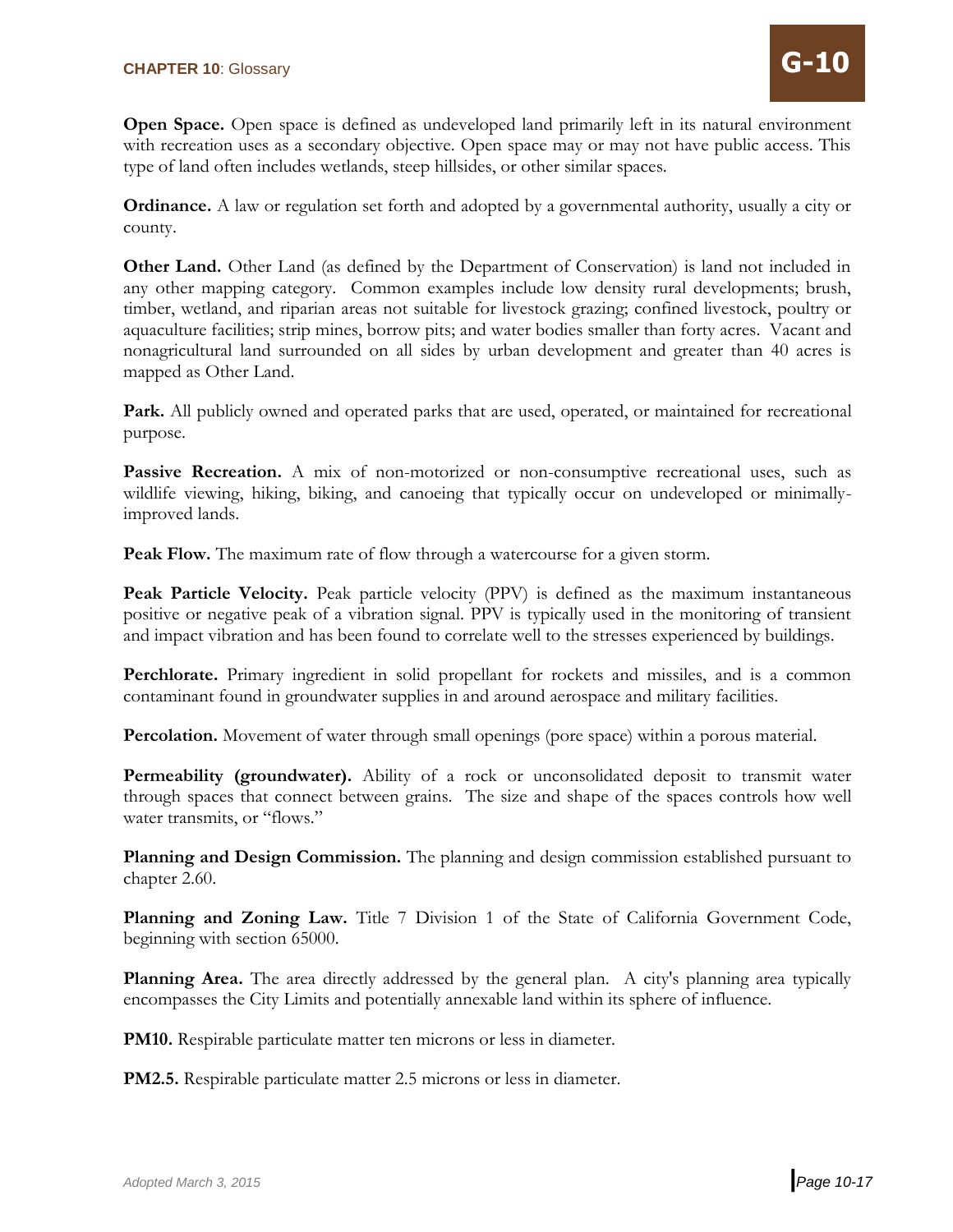**Open Space.** Open space is defined as undeveloped land primarily left in its natural environment with recreation uses as a secondary objective. Open space may or may not have public access. This type of land often includes wetlands, steep hillsides, or other similar spaces.

**Ordinance.** A law or regulation set forth and adopted by a governmental authority, usually a city or county.

**Other Land.** Other Land (as defined by the Department of Conservation) is land not included in any other mapping category. Common examples include low density rural developments; brush, timber, wetland, and riparian areas not suitable for livestock grazing; confined livestock, poultry or aquaculture facilities; strip mines, borrow pits; and water bodies smaller than forty acres. Vacant and nonagricultural land surrounded on all sides by urban development and greater than 40 acres is mapped as Other Land.

**Park.** All publicly owned and operated parks that are used, operated, or maintained for recreational purpose.

**Passive Recreation.** A mix of non-motorized or non-consumptive recreational uses, such as wildlife viewing, hiking, biking, and canoeing that typically occur on undeveloped or minimally-improved lands.

**Peak Flow.** The maximum rate of flow through a watercourse for a given storm.

**Peak Particle Velocity.** Peak particle velocity (PPV) is defined as the maximum instantaneous positive or negative peak of a vibration signal. PPV is typically used in the monitoring of transient and impact vibration and has been found to correlate well to the stresses experienced by buildings.

**Perchlorate.** Primary ingredient in solid propellant for rockets and missiles, and is a common contaminant found in groundwater supplies in and around aerospace and military facilities.

**Percolation.** Movement of water through small openings (pore space) within a porous material.

**Permeability (groundwater).** Ability of a rock or unconsolidated deposit to transmit water through spaces that connect between grains. The size and shape of the spaces controls how well water transmits, or "flows."

**Planning and Design Commission.** The planning and design commission established pursuant to chapter 2.60.

**Planning and Zoning Law.** Title 7 Division 1 of the State of California Government Code, beginning with section 65000.

**Planning Area.** The area directly addressed by the general plan. A city's planning area typically encompasses the City Limits and potentially annexable land within its sphere of influence.

**PM10.** Respirable particulate matter ten microns or less in diameter.

**PM2.5.** Respirable particulate matter 2.5 microns or less in diameter.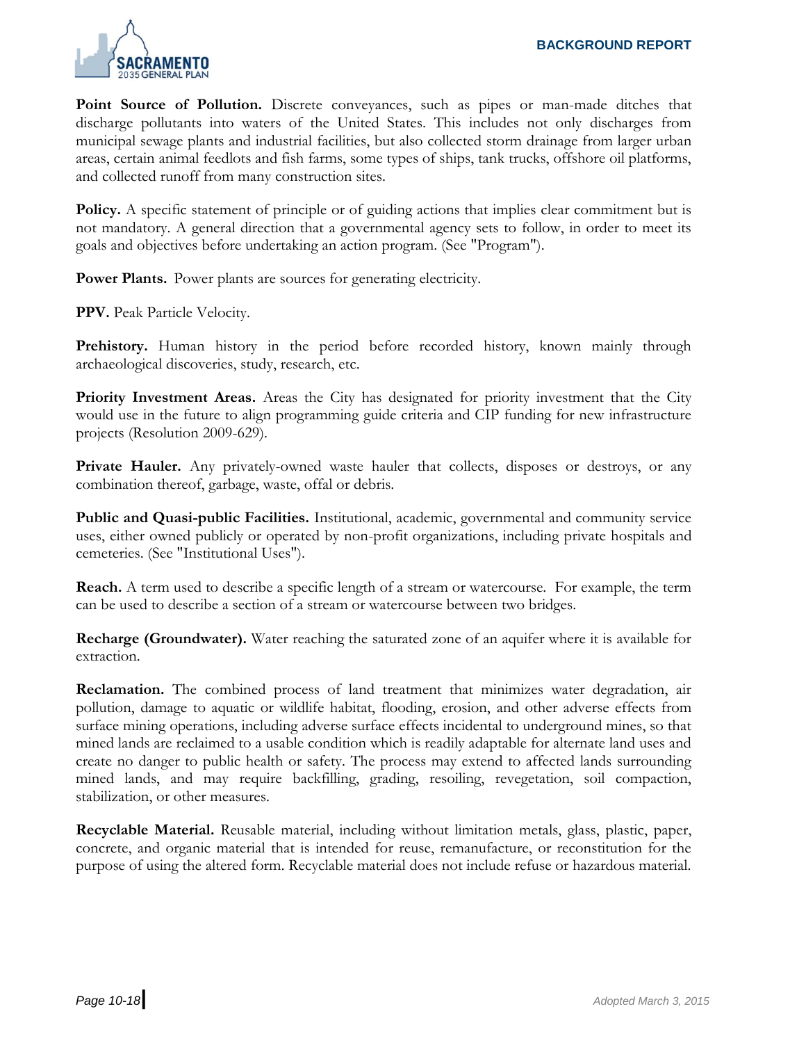**Point Source of Pollution.** Discrete conveyances, such as pipes or man-made ditches that discharge pollutants into waters of the United States. This includes not only discharges from municipal sewage plants and industrial facilities, but also collected storm drainage from larger urban areas, certain animal feedlots and fish farms, some types of ships, tank trucks, offshore oil platforms, and collected runoff from many construction sites.

**Policy.** A specific statement of principle or of guiding actions that implies clear commitment but is not mandatory. A general direction that a governmental agency sets to follow, in order to meet its goals and objectives before undertaking an action program. (See "Program").

**Power Plants.** Power plants are sources for generating electricity.

**PPV.** Peak Particle Velocity.

**Prehistory.** Human history in the period before recorded history, known mainly through archaeological discoveries, study, research, etc.

**Priority Investment Areas.** Areas the City has designated for priority investment that the City would use in the future to align programming guide criteria and CIP funding for new infrastructure projects (Resolution 2009-629).

**Private Hauler.** Any privately-owned waste hauler that collects, disposes or destroys, or any combination thereof, garbage, waste, offal or debris.

**Public and Quasi-public Facilities.** Institutional, academic, governmental and community service uses, either owned publicly or operated by non-profit organizations, including private hospitals and cemeteries. (See "Institutional Uses").

**Reach.** A term used to describe a specific length of a stream or watercourse. For example, the term can be used to describe a section of a stream or watercourse between two bridges.

**Recharge (Groundwater).** Water reaching the saturated zone of an aquifer where it is available for extraction.

**Reclamation.** The combined process of land treatment that minimizes water degradation, air pollution, damage to aquatic or wildlife habitat, flooding, erosion, and other adverse effects from surface mining operations, including adverse surface effects incidental to underground mines, so that mined lands are reclaimed to a usable condition which is readily adaptable for alternate land uses and create no danger to public health or safety. The process may extend to affected lands surrounding mined lands, and may require backfilling, grading, resoiling, revegetation, soil compaction, stabilization, or other measures.

**Recyclable Material.** Reusable material, including without limitation metals, glass, plastic, paper, concrete, and organic material that is intended for reuse, remanufacture, or reconstitution for the purpose of using the altered form. Recyclable material does not include refuse or hazardous material.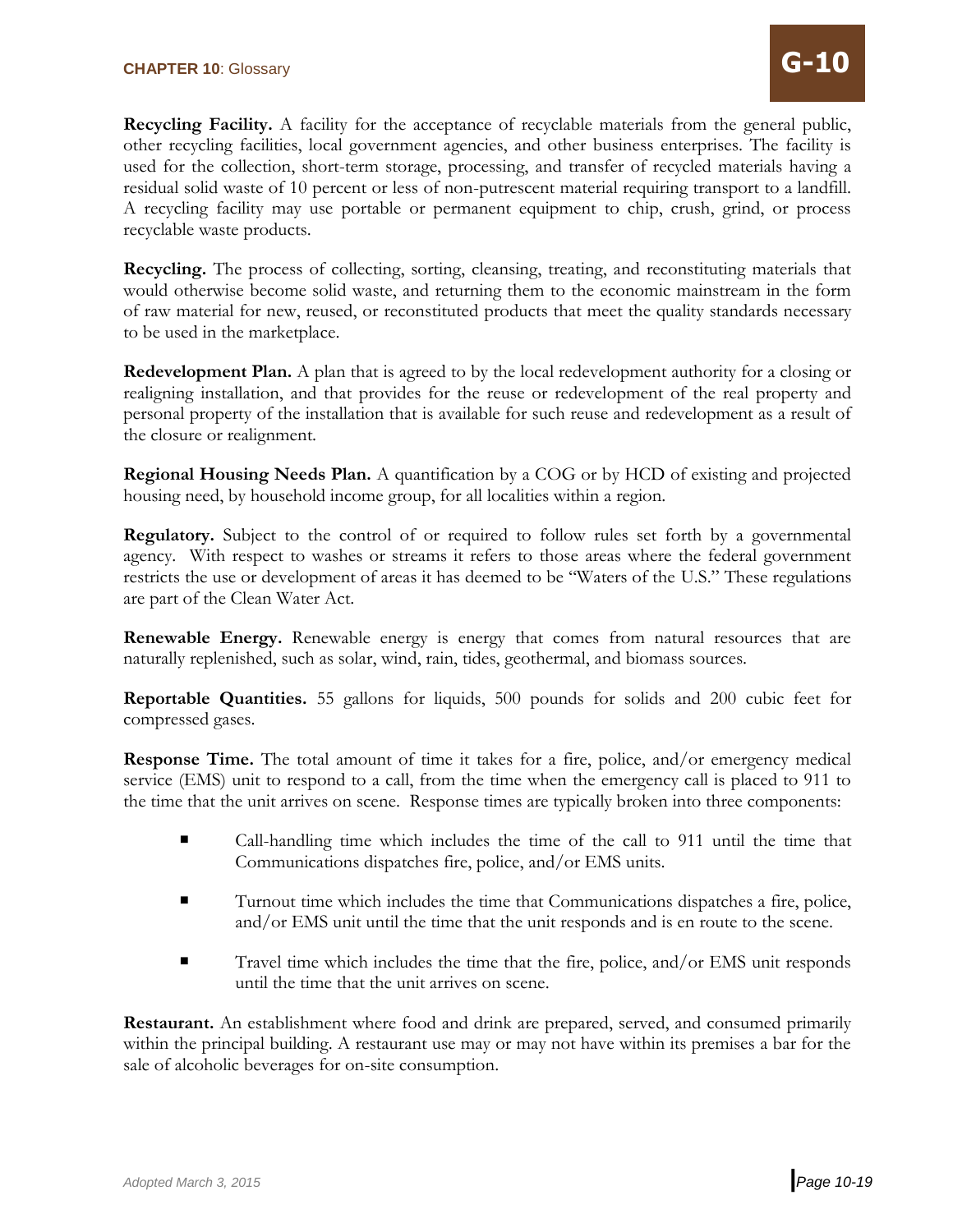**Recycling Facility.** A facility for the acceptance of recyclable materials from the general public, other recycling facilities, local government agencies, and other business enterprises. The facility is used for the collection, short-term storage, processing, and transfer of recycled materials having a residual solid waste of 10 percent or less of non-putrescent material requiring transport to a landfill. A recycling facility may use portable or permanent equipment to chip, crush, grind, or process recyclable waste products.

**Recycling.** The process of collecting, sorting, cleansing, treating, and reconstituting materials that would otherwise become solid waste, and returning them to the economic mainstream in the form of raw material for new, reused, or reconstituted products that meet the quality standards necessary to be used in the marketplace.

**Redevelopment Plan.** A plan that is agreed to by the local redevelopment authority for a closing or realigning installation, and that provides for the reuse or redevelopment of the real property and personal property of the installation that is available for such reuse and redevelopment as a result of the closure or realignment.

**Regional Housing Needs Plan.** A quantification by a COG or by HCD of existing and projected housing need, by household income group, for all localities within a region.

**Regulatory.** Subject to the control of or required to follow rules set forth by a governmental agency. With respect to washes or streams it refers to those areas where the federal government restricts the use or development of areas it has deemed to be "Waters of the U.S." These regulations are part of the Clean Water Act.

**Renewable Energy.** Renewable energy is energy that comes from natural resources that are naturally replenished, such as solar, wind, rain, tides, geothermal, and biomass sources.

**Reportable Quantities.** 55 gallons for liquids, 500 pounds for solids and 200 cubic feet for compressed gases.

**Response Time.** The total amount of time it takes for a fire, police, and/or emergency medical service (EMS) unit to respond to a call, from the time when the emergency call is placed to 911 to the time that the unit arrives on scene. Response times are typically broken into three components:

- Call-handling time which includes the time of the call to 911 until the time that Communications dispatches fire, police, and/or EMS units.
- Turnout time which includes the time that Communications dispatches a fire, police, and/or EMS unit until the time that the unit responds and is en route to the scene.
- Travel time which includes the time that the fire, police, and/or EMS unit responds until the time that the unit arrives on scene.

**Restaurant.** An establishment where food and drink are prepared, served, and consumed primarily within the principal building. A restaurant use may or may not have within its premises a bar for the sale of alcoholic beverages for on-site consumption.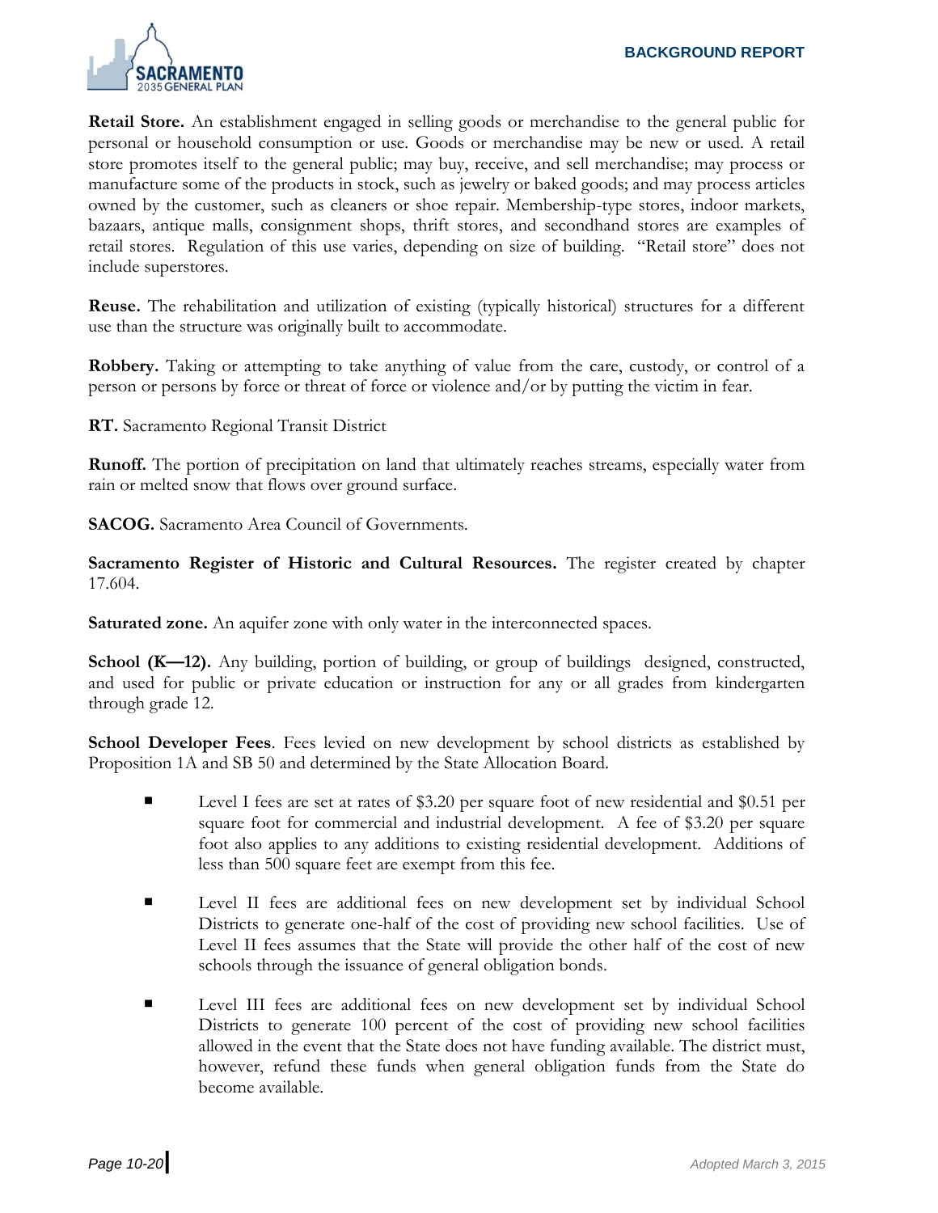**Retail Store.** An establishment engaged in selling goods or merchandise to the general public for personal or household consumption or use. Goods or merchandise may be new or used. A retail store promotes itself to the general public; may buy, receive, and sell merchandise; may process or manufacture some of the products in stock, such as jewelry or baked goods; and may process articles owned by the customer, such as cleaners or shoe repair. Membership-type stores, indoor markets, bazaars, antique malls, consignment shops, thrift stores, and secondhand stores are examples of retail stores. Regulation of this use varies, depending on size of building. "Retail store" does not include superstores.

**Reuse.** The rehabilitation and utilization of existing (typically historical) structures for a different use than the structure was originally built to accommodate.

**Robbery.** Taking or attempting to take anything of value from the care, custody, or control of a person or persons by force or threat of force or violence and/or by putting the victim in fear.

**RT.** Sacramento Regional Transit District

**Runoff.** The portion of precipitation on land that ultimately reaches streams, especially water from rain or melted snow that flows over ground surface.

**SACOG.** Sacramento Area Council of Governments.

**Sacramento Register of Historic and Cultural Resources.** The register created by chapter 17.604.

**Saturated zone.** An aquifer zone with only water in the interconnected spaces.

**School (K—12).** Any building, portion of building, or group of buildings designed, constructed, and used for public or private education or instruction for any or all grades from kindergarten through grade 12.

**School Developer Fees**. Fees levied on new development by school districts as established by Proposition 1A and SB 50 and determined by the State Allocation Board.

- Level I fees are set at rates of $3.20 per square foot of new residential and $0.51 per square foot for commercial and industrial development. A fee of $3.20 per square foot also applies to any additions to existing residential development. Additions of less than 500 square feet are exempt from this fee.

- Level II fees are additional fees on new development set by individual School Districts to generate one-half of the cost of providing new school facilities. Use of Level II fees assumes that the State will provide the other half of the cost of new schools through the issuance of general obligation bonds.

- Level III fees are additional fees on new development set by individual School Districts to generate 100 percent of the cost of providing new school facilities allowed in the event that the State does not have funding available. The district must, however, refund these funds when general obligation funds from the State do become available.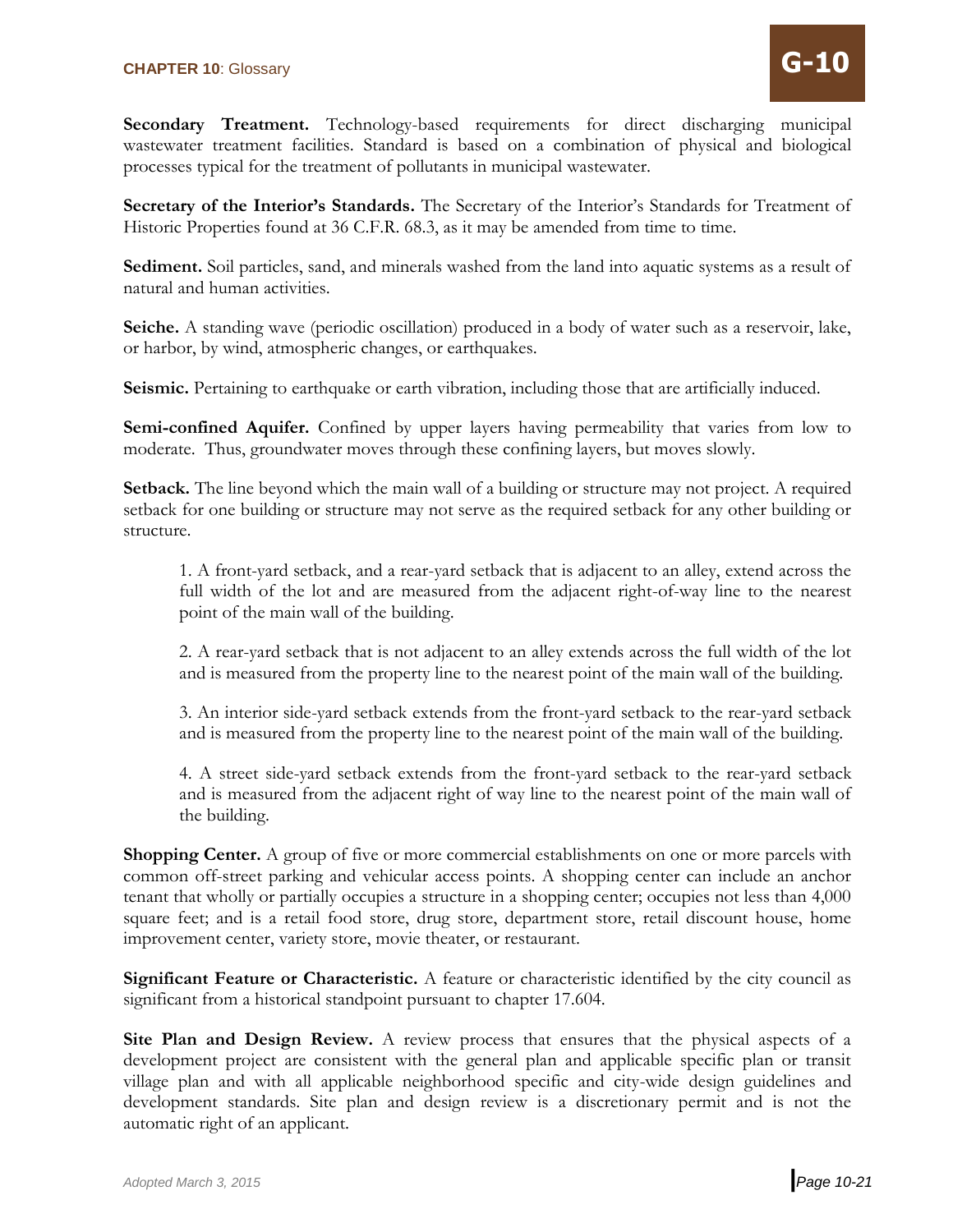**Secondary Treatment.** Technology-based requirements for direct discharging municipal wastewater treatment facilities. Standard is based on a combination of physical and biological processes typical for the treatment of pollutants in municipal wastewater.

**Secretary of the Interior's Standards.** The Secretary of the Interior's Standards for Treatment of Historic Properties found at 36 C.F.R. 68.3, as it may be amended from time to time.

**Sediment.** Soil particles, sand, and minerals washed from the land into aquatic systems as a result of natural and human activities.

**Seiche.** A standing wave (periodic oscillation) produced in a body of water such as a reservoir, lake, or harbor, by wind, atmospheric changes, or earthquakes.

**Seismic.** Pertaining to earthquake or earth vibration, including those that are artificially induced.

**Semi-confined Aquifer.** Confined by upper layers having permeability that varies from low to moderate. Thus, groundwater moves through these confining layers, but moves slowly.

**Setback.** The line beyond which the main wall of a building or structure may not project. A required setback for one building or structure may not serve as the required setback for any other building or structure.

1. A front-yard setback, and a rear-yard setback that is adjacent to an alley, extend across the full width of the lot and are measured from the adjacent right-of-way line to the nearest point of the main wall of the building.

2. A rear-yard setback that is not adjacent to an alley extends across the full width of the lot and is measured from the property line to the nearest point of the main wall of the building.

3. An interior side-yard setback extends from the front-yard setback to the rear-yard setback and is measured from the property line to the nearest point of the main wall of the building.

4. A street side-yard setback extends from the front-yard setback to the rear-yard setback and is measured from the adjacent right of way line to the nearest point of the main wall of the building.

**Shopping Center.** A group of five or more commercial establishments on one or more parcels with common off-street parking and vehicular access points. A shopping center can include an anchor tenant that wholly or partially occupies a structure in a shopping center; occupies not less than 4,000 square feet; and is a retail food store, drug store, department store, retail discount house, home improvement center, variety store, movie theater, or restaurant.

**Significant Feature or Characteristic.** A feature or characteristic identified by the city council as significant from a historical standpoint pursuant to chapter 17.604.

**Site Plan and Design Review.** A review process that ensures that the physical aspects of a development project are consistent with the general plan and applicable specific plan or transit village plan and with all applicable neighborhood specific and city-wide design guidelines and development standards. Site plan and design review is a discretionary permit and is not the automatic right of an applicant.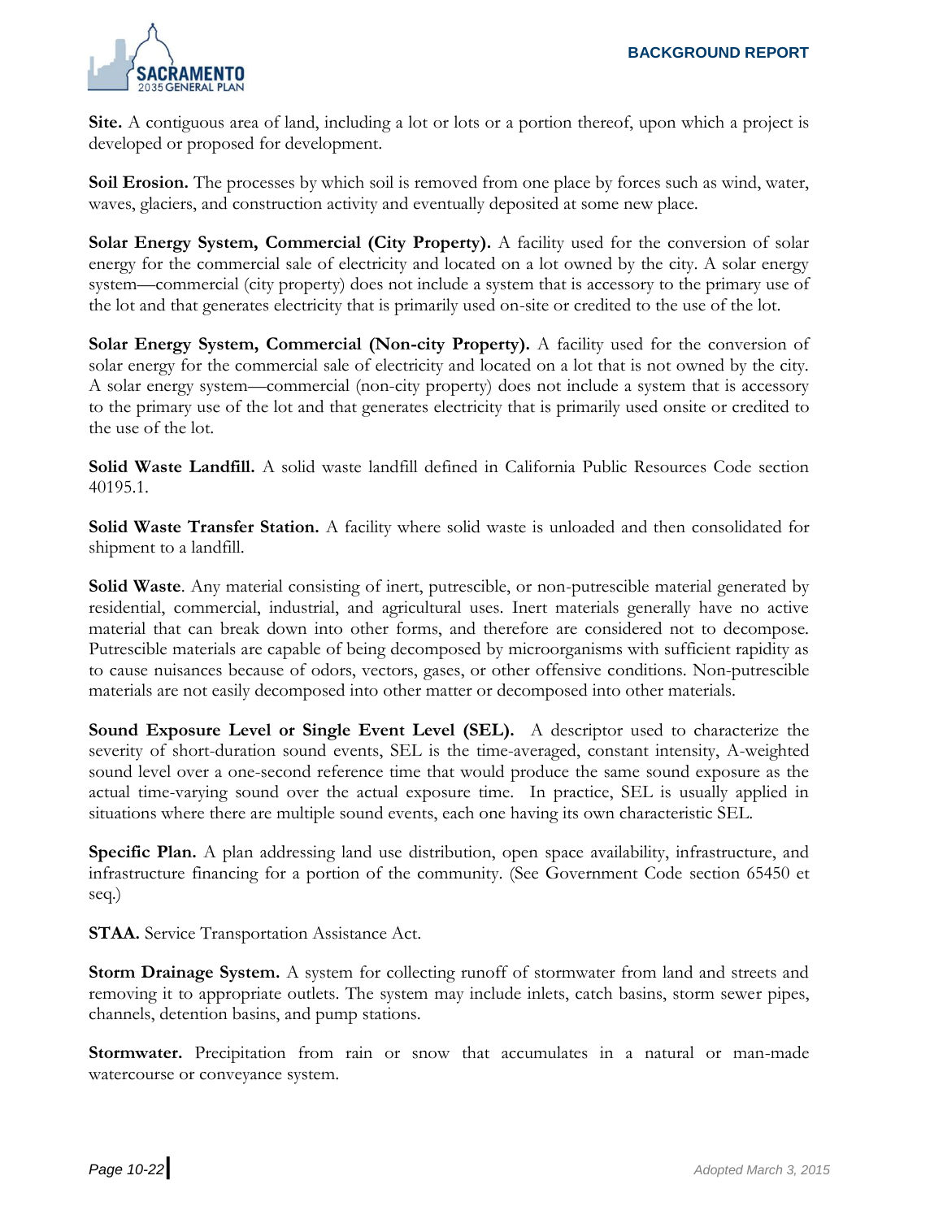**Site.** A contiguous area of land, including a lot or lots or a portion thereof, upon which a project is developed or proposed for development.

**Soil Erosion.** The processes by which soil is removed from one place by forces such as wind, water, waves, glaciers, and construction activity and eventually deposited at some new place.

**Solar Energy System, Commercial (City Property).** A facility used for the conversion of solar energy for the commercial sale of electricity and located on a lot owned by the city. A solar energy system—commercial (city property) does not include a system that is accessory to the primary use of the lot and that generates electricity that is primarily used on-site or credited to the use of the lot.

**Solar Energy System, Commercial (Non-city Property).** A facility used for the conversion of solar energy for the commercial sale of electricity and located on a lot that is not owned by the city. A solar energy system—commercial (non-city property) does not include a system that is accessory to the primary use of the lot and that generates electricity that is primarily used onsite or credited to the use of the lot.

**Solid Waste Landfill.** A solid waste landfill defined in California Public Resources Code section 40195.1.

**Solid Waste Transfer Station.** A facility where solid waste is unloaded and then consolidated for shipment to a landfill.

**Solid Waste**. Any material consisting of inert, putrescible, or non-putrescible material generated by residential, commercial, industrial, and agricultural uses. Inert materials generally have no active material that can break down into other forms, and therefore are considered not to decompose. Putrescible materials are capable of being decomposed by microorganisms with sufficient rapidity as to cause nuisances because of odors, vectors, gases, or other offensive conditions. Non-putrescible materials are not easily decomposed into other matter or decomposed into other materials.

**Sound Exposure Level or Single Event Level (SEL).** A descriptor used to characterize the severity of short-duration sound events, SEL is the time-averaged, constant intensity, A-weighted sound level over a one-second reference time that would produce the same sound exposure as the actual time-varying sound over the actual exposure time. In practice, SEL is usually applied in situations where there are multiple sound events, each one having its own characteristic SEL.

**Specific Plan.** A plan addressing land use distribution, open space availability, infrastructure, and infrastructure financing for a portion of the community. (See Government Code section 65450 et seq.)

**STAA.** Service Transportation Assistance Act.

**Storm Drainage System.** A system for collecting runoff of stormwater from land and streets and removing it to appropriate outlets. The system may include inlets, catch basins, storm sewer pipes, channels, detention basins, and pump stations.

**Stormwater.** Precipitation from rain or snow that accumulates in a natural or man-made watercourse or conveyance system.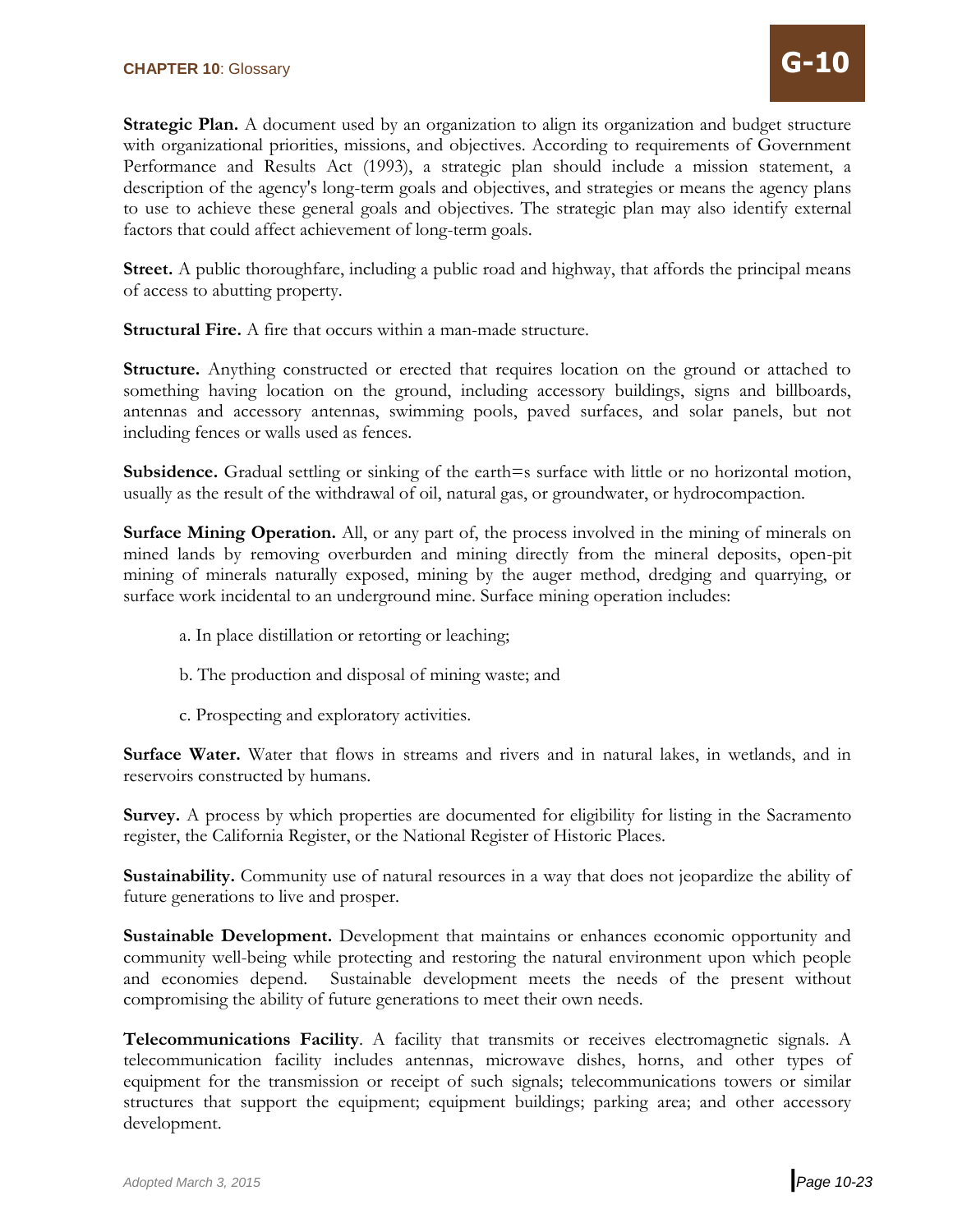**Strategic Plan.** A document used by an organization to align its organization and budget structure with organizational priorities, missions, and objectives. According to requirements of Government Performance and Results Act (1993), a strategic plan should include a mission statement, a description of the agency's long-term goals and objectives, and strategies or means the agency plans to use to achieve these general goals and objectives. The strategic plan may also identify external factors that could affect achievement of long-term goals.

**Street.** A public thoroughfare, including a public road and highway, that affords the principal means of access to abutting property.

**Structural Fire.** A fire that occurs within a man-made structure.

**Structure.** Anything constructed or erected that requires location on the ground or attached to something having location on the ground, including accessory buildings, signs and billboards, antennas and accessory antennas, swimming pools, paved surfaces, and solar panels, but not including fences or walls used as fences.

**Subsidence.** Gradual settling or sinking of the earth=s surface with little or no horizontal motion, usually as the result of the withdrawal of oil, natural gas, or groundwater, or hydrocompaction.

**Surface Mining Operation.** All, or any part of, the process involved in the mining of minerals on mined lands by removing overburden and mining directly from the mineral deposits, open-pit mining of minerals naturally exposed, mining by the auger method, dredging and quarrying, or surface work incidental to an underground mine. Surface mining operation includes:

a. In place distillation or retorting or leaching;

b. The production and disposal of mining waste; and

c. Prospecting and exploratory activities.

**Surface Water.** Water that flows in streams and rivers and in natural lakes, in wetlands, and in reservoirs constructed by humans.

**Survey.** A process by which properties are documented for eligibility for listing in the Sacramento register, the California Register, or the National Register of Historic Places.

**Sustainability.** Community use of natural resources in a way that does not jeopardize the ability of future generations to live and prosper.

**Sustainable Development.** Development that maintains or enhances economic opportunity and community well-being while protecting and restoring the natural environment upon which people and economies depend. Sustainable development meets the needs of the present without compromising the ability of future generations to meet their own needs.

**Telecommunications Facility**. A facility that transmits or receives electromagnetic signals. A telecommunication facility includes antennas, microwave dishes, horns, and other types of equipment for the transmission or receipt of such signals; telecommunications towers or similar structures that support the equipment; equipment buildings; parking area; and other accessory development.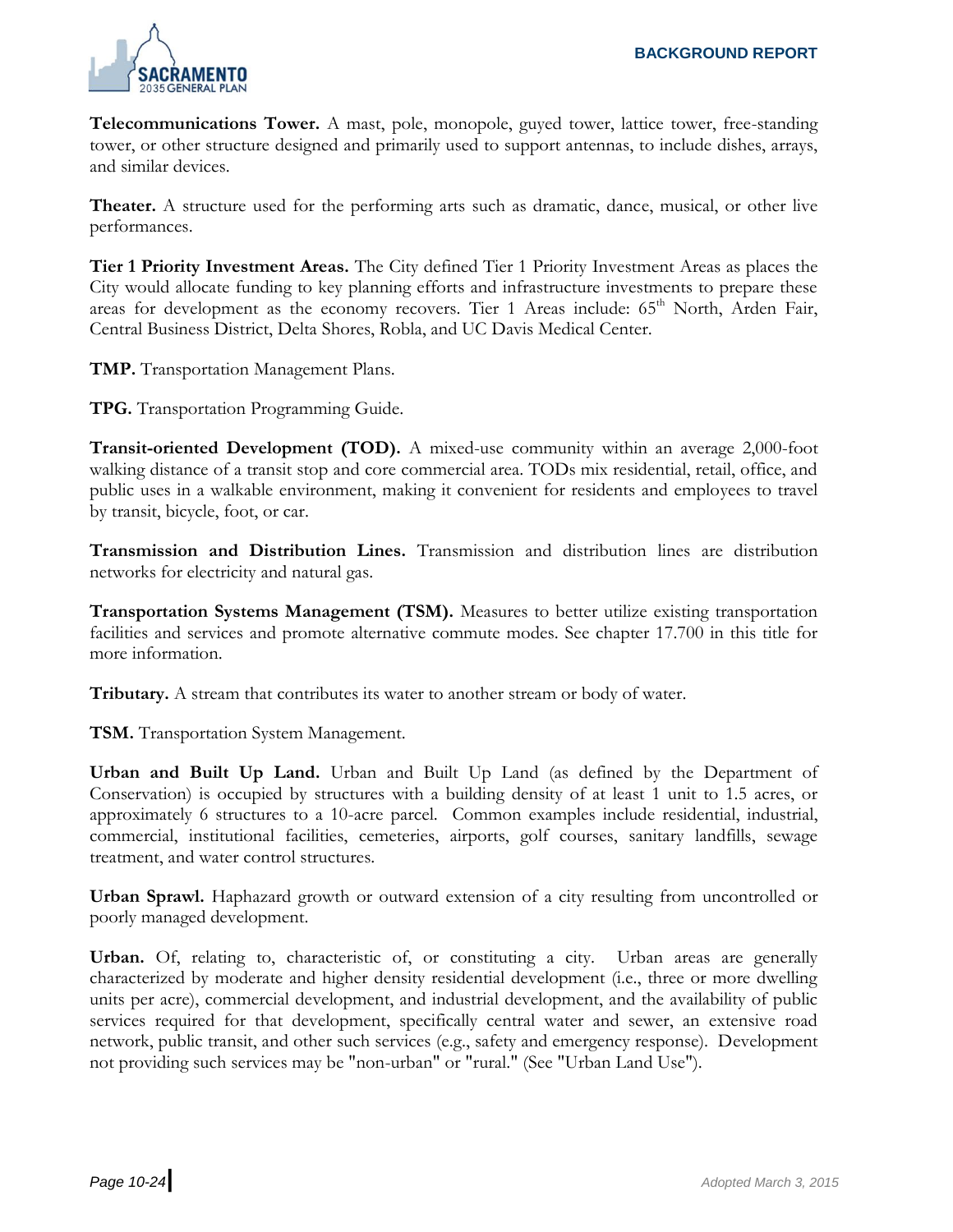**Telecommunications Tower.** A mast, pole, monopole, guyed tower, lattice tower, free-standing tower, or other structure designed and primarily used to support antennas, to include dishes, arrays, and similar devices.

**Theater.** A structure used for the performing arts such as dramatic, dance, musical, or other live performances.

**Tier 1 Priority Investment Areas.** The City defined Tier 1 Priority Investment Areas as places the City would allocate funding to key planning efforts and infrastructure investments to prepare these areas for development as the economy recovers. Tier 1 Areas include: 65th North, Arden Fair, Central Business District, Delta Shores, Robla, and UC Davis Medical Center.

**TMP.** Transportation Management Plans.

**TPG.** Transportation Programming Guide.

**Transit-oriented Development (TOD).** A mixed-use community within an average 2,000-foot walking distance of a transit stop and core commercial area. TODs mix residential, retail, office, and public uses in a walkable environment, making it convenient for residents and employees to travel by transit, bicycle, foot, or car.

**Transmission and Distribution Lines.** Transmission and distribution lines are distribution networks for electricity and natural gas.

**Transportation Systems Management (TSM).** Measures to better utilize existing transportation facilities and services and promote alternative commute modes. See chapter 17.700 in this title for more information.

**Tributary.** A stream that contributes its water to another stream or body of water.

**TSM.** Transportation System Management.

**Urban and Built Up Land.** Urban and Built Up Land (as defined by the Department of Conservation) is occupied by structures with a building density of at least 1 unit to 1.5 acres, or approximately 6 structures to a 10-acre parcel. Common examples include residential, industrial, commercial, institutional facilities, cemeteries, airports, golf courses, sanitary landfills, sewage treatment, and water control structures.

**Urban Sprawl.** Haphazard growth or outward extension of a city resulting from uncontrolled or poorly managed development.

**Urban.** Of, relating to, characteristic of, or constituting a city. Urban areas are generally characterized by moderate and higher density residential development (i.e., three or more dwelling units per acre), commercial development, and industrial development, and the availability of public services required for that development, specifically central water and sewer, an extensive road network, public transit, and other such services (e.g., safety and emergency response). Development not providing such services may be "non-urban" or "rural." (See "Urban Land Use").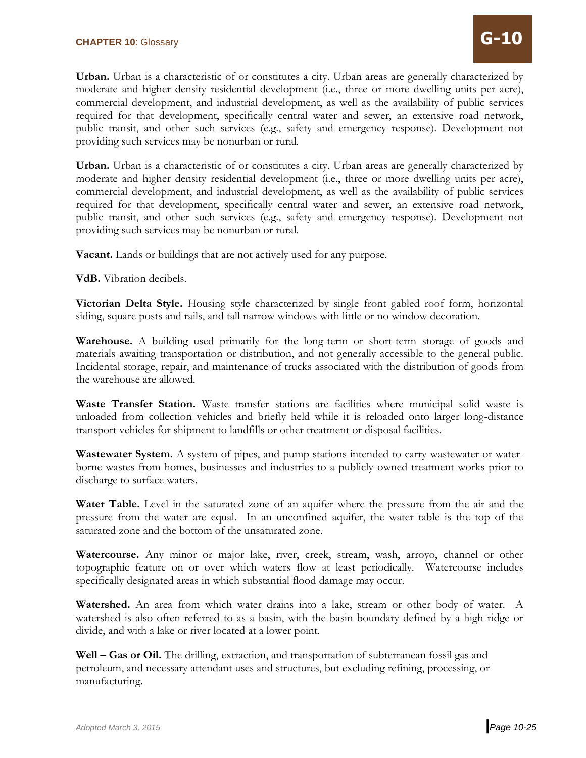**Urban.** Urban is a characteristic of or constitutes a city. Urban areas are generally characterized by moderate and higher density residential development (i.e., three or more dwelling units per acre), commercial development, and industrial development, as well as the availability of public services required for that development, specifically central water and sewer, an extensive road network, public transit, and other such services (e.g., safety and emergency response). Development not providing such services may be nonurban or rural.

**Urban.** Urban is a characteristic of or constitutes a city. Urban areas are generally characterized by moderate and higher density residential development (i.e., three or more dwelling units per acre), commercial development, and industrial development, as well as the availability of public services required for that development, specifically central water and sewer, an extensive road network, public transit, and other such services (e.g., safety and emergency response). Development not providing such services may be nonurban or rural.

**Vacant.** Lands or buildings that are not actively used for any purpose.

**VdB.** Vibration decibels.

**Victorian Delta Style.** Housing style characterized by single front gabled roof form, horizontal siding, square posts and rails, and tall narrow windows with little or no window decoration.

**Warehouse.** A building used primarily for the long-term or short-term storage of goods and materials awaiting transportation or distribution, and not generally accessible to the general public. Incidental storage, repair, and maintenance of trucks associated with the distribution of goods from the warehouse are allowed.

**Waste Transfer Station.** Waste transfer stations are facilities where municipal solid waste is unloaded from collection vehicles and briefly held while it is reloaded onto larger long-distance transport vehicles for shipment to landfills or other treatment or disposal facilities.

**Wastewater System.** A system of pipes, and pump stations intended to carry wastewater or water-borne wastes from homes, businesses and industries to a publicly owned treatment works prior to discharge to surface waters.

**Water Table.** Level in the saturated zone of an aquifer where the pressure from the air and the pressure from the water are equal. In an unconfined aquifer, the water table is the top of the saturated zone and the bottom of the unsaturated zone.

**Watercourse.** Any minor or major lake, river, creek, stream, wash, arroyo, channel or other topographic feature on or over which waters flow at least periodically. Watercourse includes specifically designated areas in which substantial flood damage may occur.

**Watershed.** An area from which water drains into a lake, stream or other body of water. A watershed is also often referred to as a basin, with the basin boundary defined by a high ridge or divide, and with a lake or river located at a lower point.

**Well – Gas or Oil.** The drilling, extraction, and transportation of subterranean fossil gas and petroleum, and necessary attendant uses and structures, but excluding refining, processing, or manufacturing.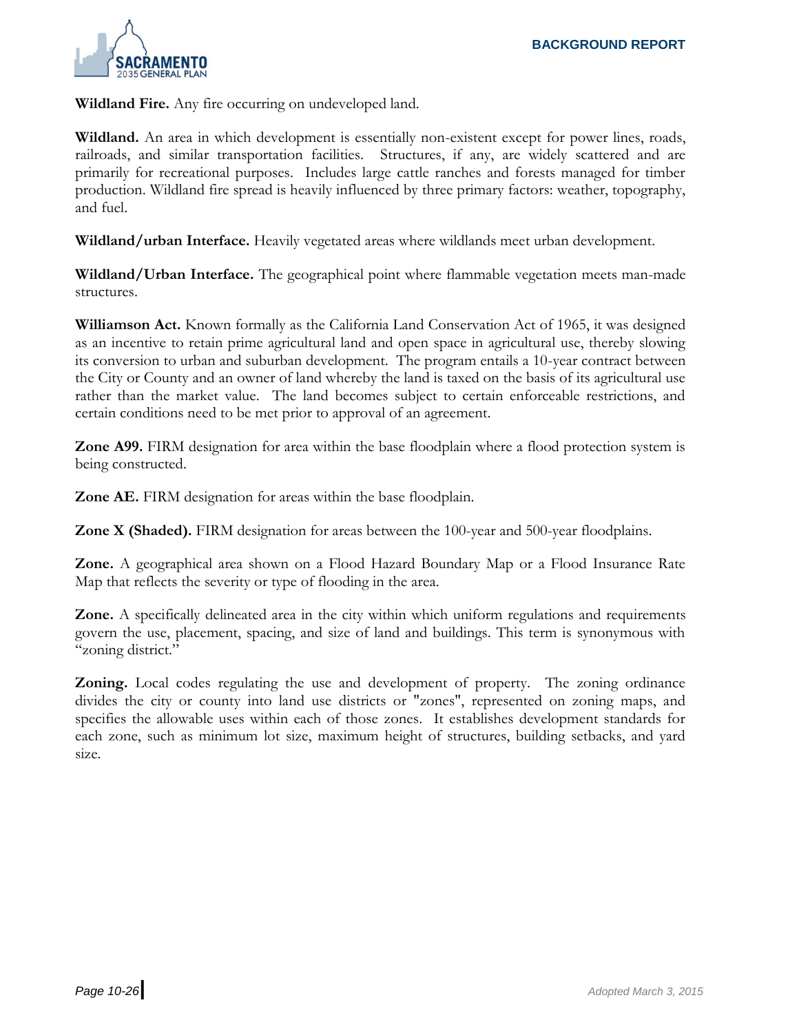**Wildland Fire.** Any fire occurring on undeveloped land.

**Wildland.** An area in which development is essentially non-existent except for power lines, roads, railroads, and similar transportation facilities. Structures, if any, are widely scattered and are primarily for recreational purposes. Includes large cattle ranches and forests managed for timber production. Wildland fire spread is heavily influenced by three primary factors: weather, topography, and fuel.

**Wildland/urban Interface.** Heavily vegetated areas where wildlands meet urban development.

**Wildland/Urban Interface.** The geographical point where flammable vegetation meets man-made structures.

**Williamson Act.** Known formally as the California Land Conservation Act of 1965, it was designed as an incentive to retain prime agricultural land and open space in agricultural use, thereby slowing its conversion to urban and suburban development. The program entails a 10-year contract between the City or County and an owner of land whereby the land is taxed on the basis of its agricultural use rather than the market value. The land becomes subject to certain enforceable restrictions, and certain conditions need to be met prior to approval of an agreement.

**Zone A99.** FIRM designation for area within the base floodplain where a flood protection system is being constructed.

**Zone AE.** FIRM designation for areas within the base floodplain.

**Zone X (Shaded).** FIRM designation for areas between the 100-year and 500-year floodplains.

**Zone.** A geographical area shown on a Flood Hazard Boundary Map or a Flood Insurance Rate Map that reflects the severity or type of flooding in the area.

**Zone.** A specifically delineated area in the city within which uniform regulations and requirements govern the use, placement, spacing, and size of land and buildings. This term is synonymous with "zoning district."

**Zoning.** Local codes regulating the use and development of property. The zoning ordinance divides the city or county into land use districts or "zones", represented on zoning maps, and specifies the allowable uses within each of those zones. It establishes development standards for each zone, such as minimum lot size, maximum height of structures, building setbacks, and yard size.